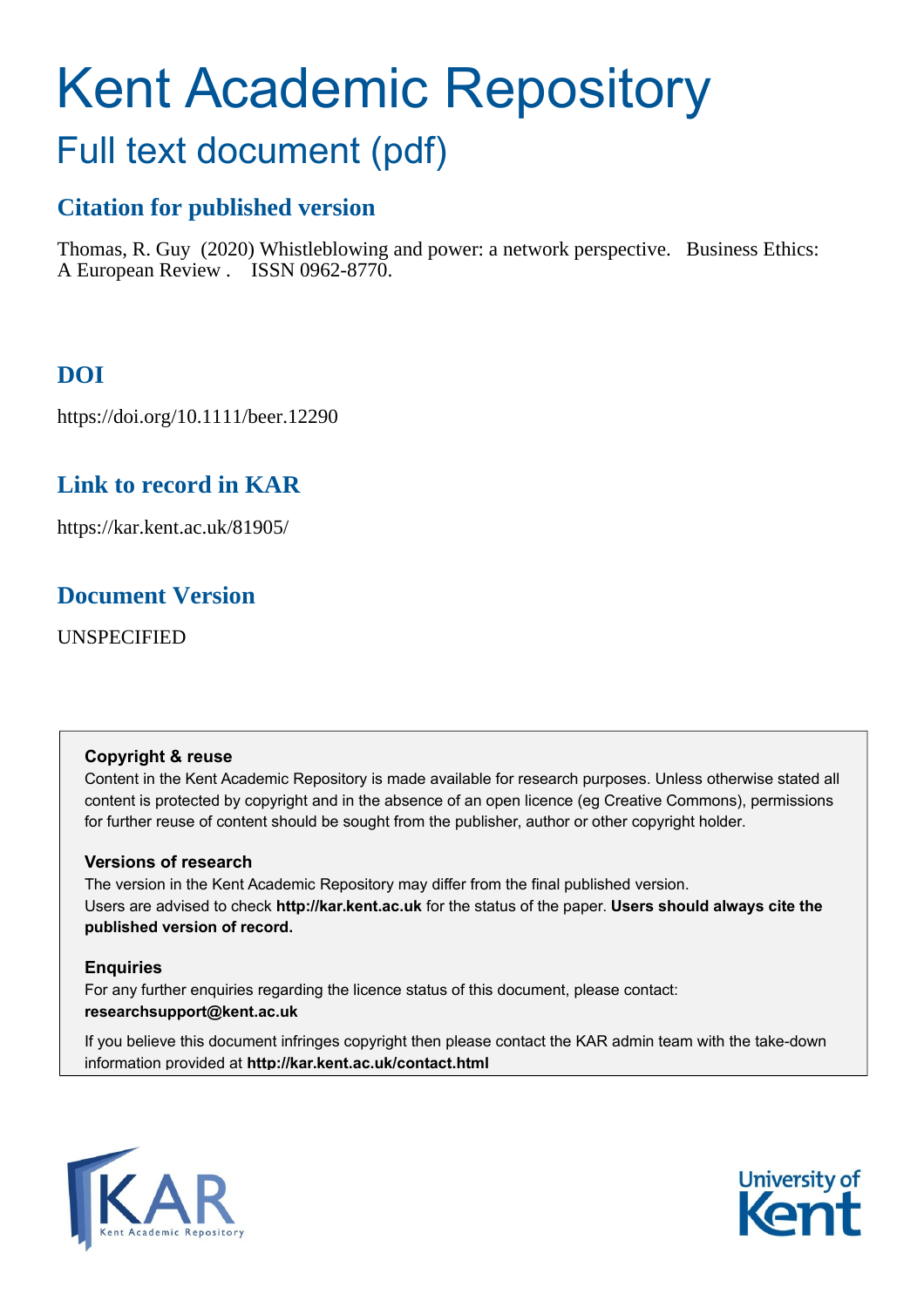# Kent Academic Repository

## Full text document (pdf)

### Citation for published version

Thomas, R. Guy (2020) Whistleblowing and power: a network perspective. Business Ethics: A European Review . ISSN 0962-8770.

### DOI

https://doi.org/10.1111/beer.12290

### Link to record in KAR

https://kar.kent.ac.uk/81905/

### Document Version

UNSPECIFIED

**Copyright & reuse**

Content in the Kent Academic Repository is made available for research purposes. Unless otherwise stated all content is protected by copyright and in the absence of an open licence (eg Creative Commons), permissions for further reuse of content should be sought from the publisher, author or other copyright holder.

**Versions of research**

The version in the Kent Academic Repository may differ from the final published version. Users are advised to check **http://kar.kent.ac.uk** for the status of the paper. **Users should always cite the published version of record.**

**Enquiries**

For any further enquiries regarding the licence status of this document, please contact: **researchsupport@kent.ac.uk**

If you believe this document infringes copyright then please contact the KAR admin team with the take-down information provided at **http://kar.kent.ac.uk/contact.html**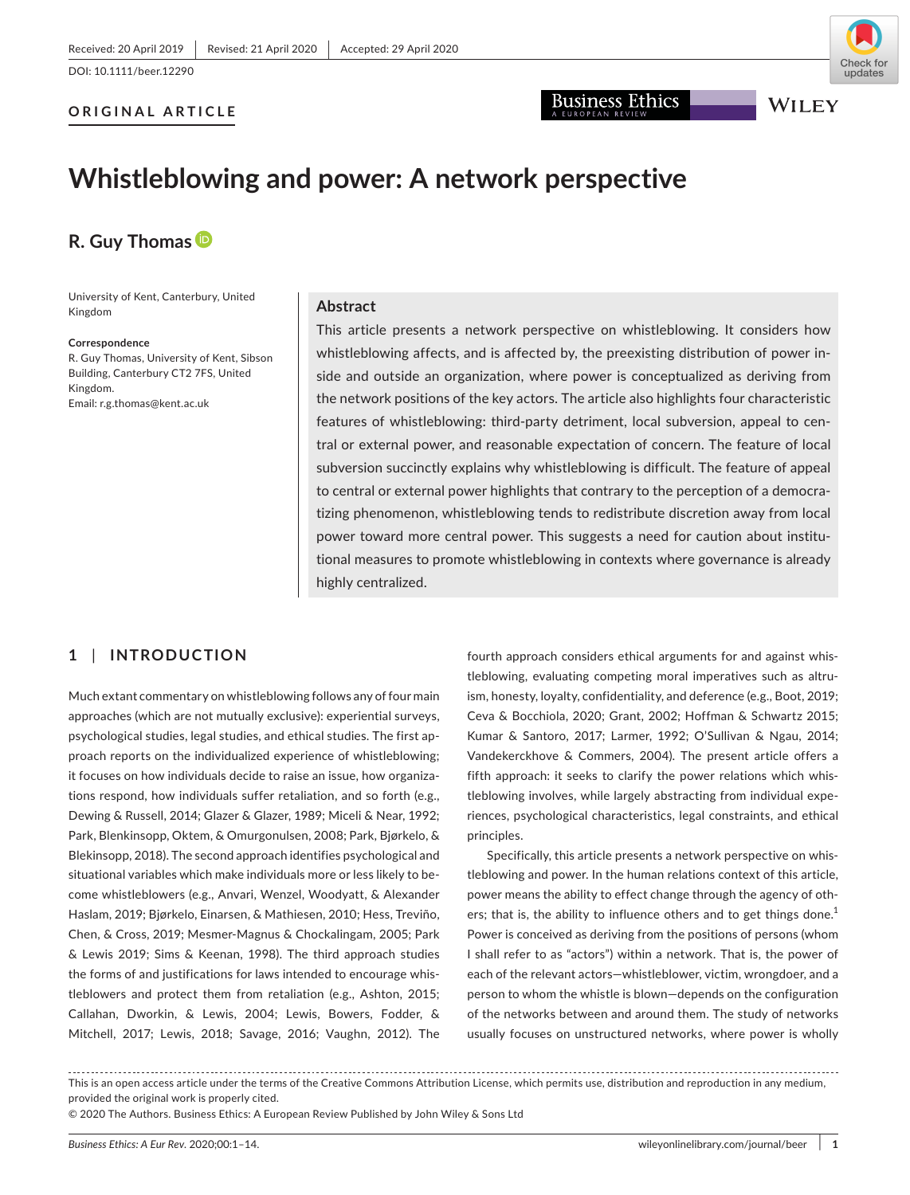Received: 20 April 2019 | Revised: 21 April 2020 | Accepted: 29 April 2020

DOI: 10.1111/beer.12290

**ORIGINAL ARTICLE**

# Whistleblowing and power: A network perspective

**R. Guy Thomas**

University of Kent, Canterbury, United Kingdom

**Correspondence**
R. Guy Thomas, University of Kent, Sibson Building, Canterbury CT2 7FS, United Kingdom.
Email: r.g.thomas@kent.ac.uk

## Abstract

This article presents a network perspective on whistleblowing. It considers how whistleblowing affects, and is affected by, the preexisting distribution of power inside and outside an organization, where power is conceptualized as deriving from the network positions of the key actors. The article also highlights four characteristic features of whistleblowing: third-party detriment, local subversion, appeal to central or external power, and reasonable expectation of concern. The feature of local subversion succinctly explains why whistleblowing is difficult. The feature of appeal to central or external power highlights that contrary to the perception of a democratizing phenomenon, whistleblowing tends to redistribute discretion away from local power toward more central power. This suggests a need for caution about institutional measures to promote whistleblowing in contexts where governance is already highly centralized.

## 1 | INTRODUCTION

Much extant commentary on whistleblowing follows any of four main approaches (which are not mutually exclusive): experiential surveys, psychological studies, legal studies, and ethical studies. The first approach reports on the individualized experience of whistleblowing; it focuses on how individuals decide to raise an issue, how organizations respond, how individuals suffer retaliation, and so forth (e.g., Dewing & Russell, 2014; Glazer & Glazer, 1989; Miceli & Near, 1992; Park, Blenkinsopp, Oktem, & Omurgonulsen, 2008; Park, Bjørkelo, & Blekinsopp, 2018). The second approach identifies psychological and situational variables which make individuals more or less likely to become whistleblowers (e.g., Anvari, Wenzel, Woodyatt, & Alexander Haslam, 2019; Bjørkelo, Einarsen, & Mathiesen, 2010; Hess, Treviño, Chen, & Cross, 2019; Mesmer-Magnus & Chockalingam, 2005; Park & Lewis 2019; Sims & Keenan, 1998). The third approach studies the forms of and justifications for laws intended to encourage whistleblowers and protect them from retaliation (e.g., Ashton, 2015; Callahan, Dworkin, & Lewis, 2004; Lewis, Bowers, Fodder, & Mitchell, 2017; Lewis, 2018; Savage, 2016; Vaughn, 2012). The fourth approach considers ethical arguments for and against whistleblowing, evaluating competing moral imperatives such as altruism, honesty, loyalty, confidentiality, and deference (e.g., Boot, 2019; Ceva & Bocchiola, 2020; Grant, 2002; Hoffman & Schwartz 2015; Kumar & Santoro, 2017; Larmer, 1992; O'Sullivan & Ngau, 2014; Vandekerckhove & Commers, 2004). The present article offers a fifth approach: it seeks to clarify the power relations which whistleblowing involves, while largely abstracting from individual experiences, psychological characteristics, legal constraints, and ethical principles.

Specifically, this article presents a network perspective on whistleblowing and power. In the human relations context of this article, power means the ability to effect change through the agency of others; that is, the ability to influence others and to get things done.[1] Power is conceived as deriving from the positions of persons (whom I shall refer to as "actors") within a network. That is, the power of each of the relevant actors—whistleblower, victim, wrongdoer, and a person to whom the whistle is blown—depends on the configuration of the networks between and around them. The study of networks usually focuses on unstructured networks, where power is wholly

This is an open access article under the terms of the Creative Commons Attribution License, which permits use, distribution and reproduction in any medium, provided the original work is properly cited.
© 2020 The Authors. Business Ethics: A European Review Published by John Wiley & Sons Ltd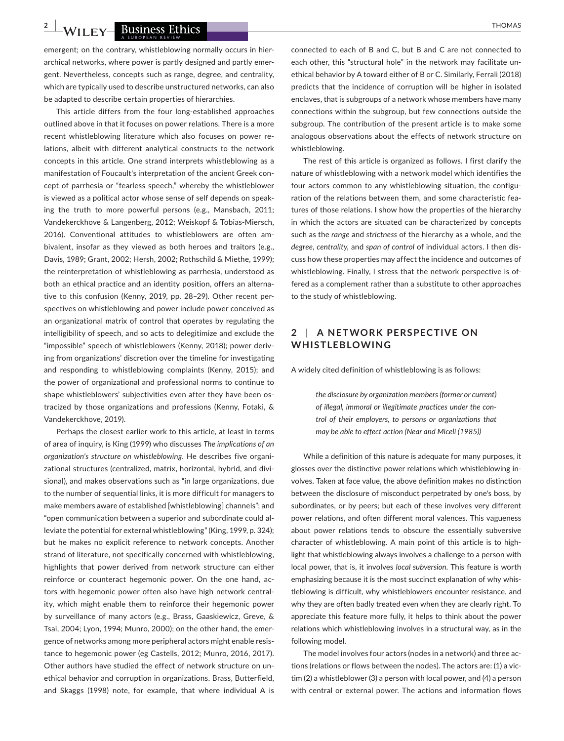emergent; on the contrary, whistleblowing normally occurs in hierarchical networks, where power is partly designed and partly emergent. Nevertheless, concepts such as range, degree, and centrality, which are typically used to describe unstructured networks, can also be adapted to describe certain properties of hierarchies.

This article differs from the four long-established approaches outlined above in that it focuses on power relations. There is a more recent whistleblowing literature which also focuses on power relations, albeit with different analytical constructs to the network concepts in this article. One strand interprets whistleblowing as a manifestation of Foucault's interpretation of the ancient Greek concept of parrhesia or "fearless speech," whereby the whistleblower is viewed as a political actor whose sense of self depends on speaking the truth to more powerful persons (e.g., Mansbach, 2011; Vandekerckhove & Langenberg, 2012; Weiskopf & Tobias-Miersch, 2016). Conventional attitudes to whistleblowers are often ambivalent, insofar as they viewed as both heroes and traitors (e.g., Davis, 1989; Grant, 2002; Hersh, 2002; Rothschild & Miethe, 1999); the reinterpretation of whistleblowing as parrhesia, understood as both an ethical practice and an identity position, offers an alternative to this confusion (Kenny, 2019, pp. 28–29). Other recent perspectives on whistleblowing and power include power conceived as an organizational matrix of control that operates by regulating the intelligibility of speech, and so acts to delegitimize and exclude the "impossible" speech of whistleblowers (Kenny, 2018); power deriving from organizations' discretion over the timeline for investigating and responding to whistleblowing complaints (Kenny, 2015); and the power of organizational and professional norms to continue to shape whistleblowers' subjectivities even after they have been ostracized by those organizations and professions (Kenny, Fotaki, & Vandekerckhove, 2019).

Perhaps the closest earlier work to this article, at least in terms of area of inquiry, is King (1999) who discusses *The implications of an organization's structure on whistleblowing*. He describes five organizational structures (centralized, matrix, horizontal, hybrid, and divisional), and makes observations such as "in large organizations, due to the number of sequential links, it is more difficult for managers to make members aware of established [whistleblowing] channels"; and "open communication between a superior and subordinate could alleviate the potential for external whistleblowing" (King, 1999, p. 324); but he makes no explicit reference to network concepts. Another strand of literature, not specifically concerned with whistleblowing, highlights that power derived from network structure can either reinforce or counteract hegemonic power. On the one hand, actors with hegemonic power often also have high network centrality, which might enable them to reinforce their hegemonic power by surveillance of many actors (e.g., Brass, Gaaskiewicz, Greve, & Tsai, 2004; Lyon, 1994; Munro, 2000); on the other hand, the emergence of networks among more peripheral actors might enable resistance to hegemonic power (eg Castells, 2012; Munro, 2016, 2017). Other authors have studied the effect of network structure on unethical behavior and corruption in organizations. Brass, Butterfield, and Skaggs (1998) note, for example, that where individual A is connected to each of B and C, but B and C are not connected to each other, this "structural hole" in the network may facilitate unethical behavior by A toward either of B or C. Similarly, Ferrali (2018) predicts that the incidence of corruption will be higher in isolated enclaves, that is subgroups of a network whose members have many connections within the subgroup, but few connections outside the subgroup. The contribution of the present article is to make some analogous observations about the effects of network structure on whistleblowing.

The rest of this article is organized as follows. I first clarify the nature of whistleblowing with a network model which identifies the four actors common to any whistleblowing situation, the configuration of the relations between them, and some characteristic features of those relations. I show how the properties of the hierarchy in which the actors are situated can be characterized by concepts such as the *range* and *strictness* of the hierarchy as a whole, and the *degree*, *centrality*, and *span of control* of individual actors. I then discuss how these properties may affect the incidence and outcomes of whistleblowing. Finally, I stress that the network perspective is offered as a complement rather than a substitute to other approaches to the study of whistleblowing.

## 2 | A NETWORK PERSPECTIVE ON WHISTLEBLOWING

A widely cited definition of whistleblowing is as follows:

> *the disclosure by organization members (former or current) of illegal, immoral or illegitimate practices under the control of their employers, to persons or organizations that may be able to effect action (Near and Miceli (1985))*

While a definition of this nature is adequate for many purposes, it glosses over the distinctive power relations which whistleblowing involves. Taken at face value, the above definition makes no distinction between the disclosure of misconduct perpetrated by one's boss, by subordinates, or by peers; but each of these involves very different power relations, and often different moral valences. This vagueness about power relations tends to obscure the essentially subversive character of whistleblowing. A main point of this article is to highlight that whistleblowing always involves a challenge to a person with local power, that is, it involves *local subversion*. This feature is worth emphasizing because it is the most succinct explanation of why whistleblowing is difficult, why whistleblowers encounter resistance, and why they are often badly treated even when they are clearly right. To appreciate this feature more fully, it helps to think about the power relations which whistleblowing involves in a structural way, as in the following model.

The model involves four actors (nodes in a network) and three actions (relations or flows between the nodes). The actors are: (1) a victim (2) a whistleblower (3) a person with local power, and (4) a person with central or external power. The actions and information flows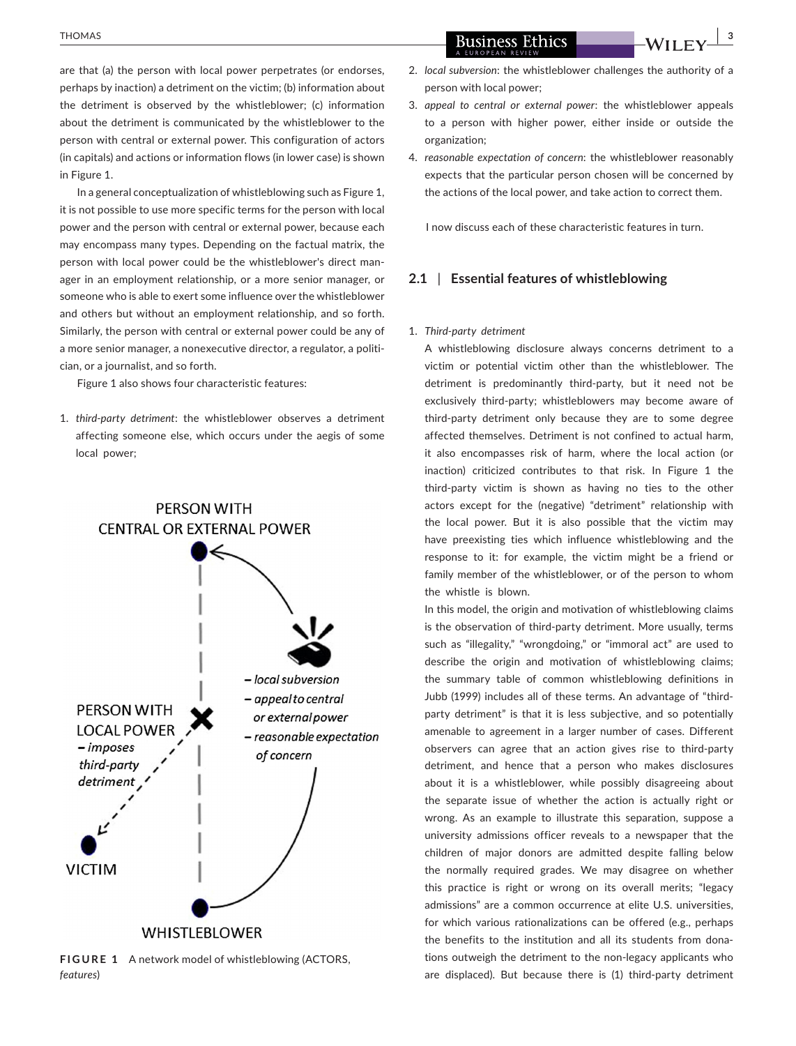are that (a) the person with local power perpetrates (or endorses, perhaps by inaction) a detriment on the victim; (b) information about the detriment is observed by the whistleblower; (c) information about the detriment is communicated by the whistleblower to the person with central or external power. This configuration of actors (in capitals) and actions or information flows (in lower case) is shown in Figure 1.

In a general conceptualization of whistleblowing such as Figure 1, it is not possible to use more specific terms for the person with local power and the person with central or external power, because each may encompass many types. Depending on the factual matrix, the person with local power could be the whistleblower's direct manager in an employment relationship, or a more senior manager, or someone who is able to exert some influence over the whistleblower and others but without an employment relationship, and so forth. Similarly, the person with central or external power could be any of a more senior manager, a nonexecutive director, a regulator, a politician, or a journalist, and so forth.

Figure 1 also shows four characteristic features:

1. *third-party detriment*: the whistleblower observes a detriment affecting someone else, which occurs under the aegis of some local power;
2. *local subversion*: the whistleblower challenges the authority of a person with local power;
3. *appeal to central or external power*: the whistleblower appeals to a person with higher power, either inside or outside the organization;
4. *reasonable expectation of concern*: the whistleblower reasonably expects that the particular person chosen will be concerned by the actions of the local power, and take action to correct them.

**FIGURE 1** A network model of whistleblowing (ACTORS, *features*)

I now discuss each of these characteristic features in turn.

## 2.1 | Essential features of whistleblowing

1. *Third-party detriment*

   A whistleblowing disclosure always concerns detriment to a victim or potential victim other than the whistleblower. The detriment is predominantly third-party, but it need not be exclusively third-party; whistleblowers may become aware of third-party detriment only because they are to some degree affected themselves. Detriment is not confined to actual harm, it also encompasses risk of harm, where the local action (or inaction) criticized contributes to that risk. In Figure 1 the third-party victim is shown as having no ties to the other actors except for the (negative) "detriment" relationship with the local power. But it is also possible that the victim may have preexisting ties which influence whistleblowing and the response to it: for example, the victim might be a friend or family member of the whistleblower, or of the person to whom the whistle is blown.

   In this model, the origin and motivation of whistleblowing claims is the observation of third-party detriment. More usually, terms such as "illegality," "wrongdoing," or "immoral act" are used to describe the origin and motivation of whistleblowing claims; the summary table of common whistleblowing definitions in Jubb (1999) includes all of these terms. An advantage of "third-party detriment" is that it is less subjective, and so potentially amenable to agreement in a larger number of cases. Different observers can agree that an action gives rise to third-party detriment, and hence that a person who makes disclosures about it is a whistleblower, while possibly disagreeing about the separate issue of whether the action is actually right or wrong. As an example to illustrate this separation, suppose a university admissions officer reveals to a newspaper that the children of major donors are admitted despite falling below the normally required grades. We may disagree on whether this practice is right or wrong on its overall merits; "legacy admissions" are a common occurrence at elite U.S. universities, for which various rationalizations can be offered (e.g., perhaps the benefits to the institution and all its students from donations outweigh the detriment to the non-legacy applicants who are displaced). But because there is (1) third-party detriment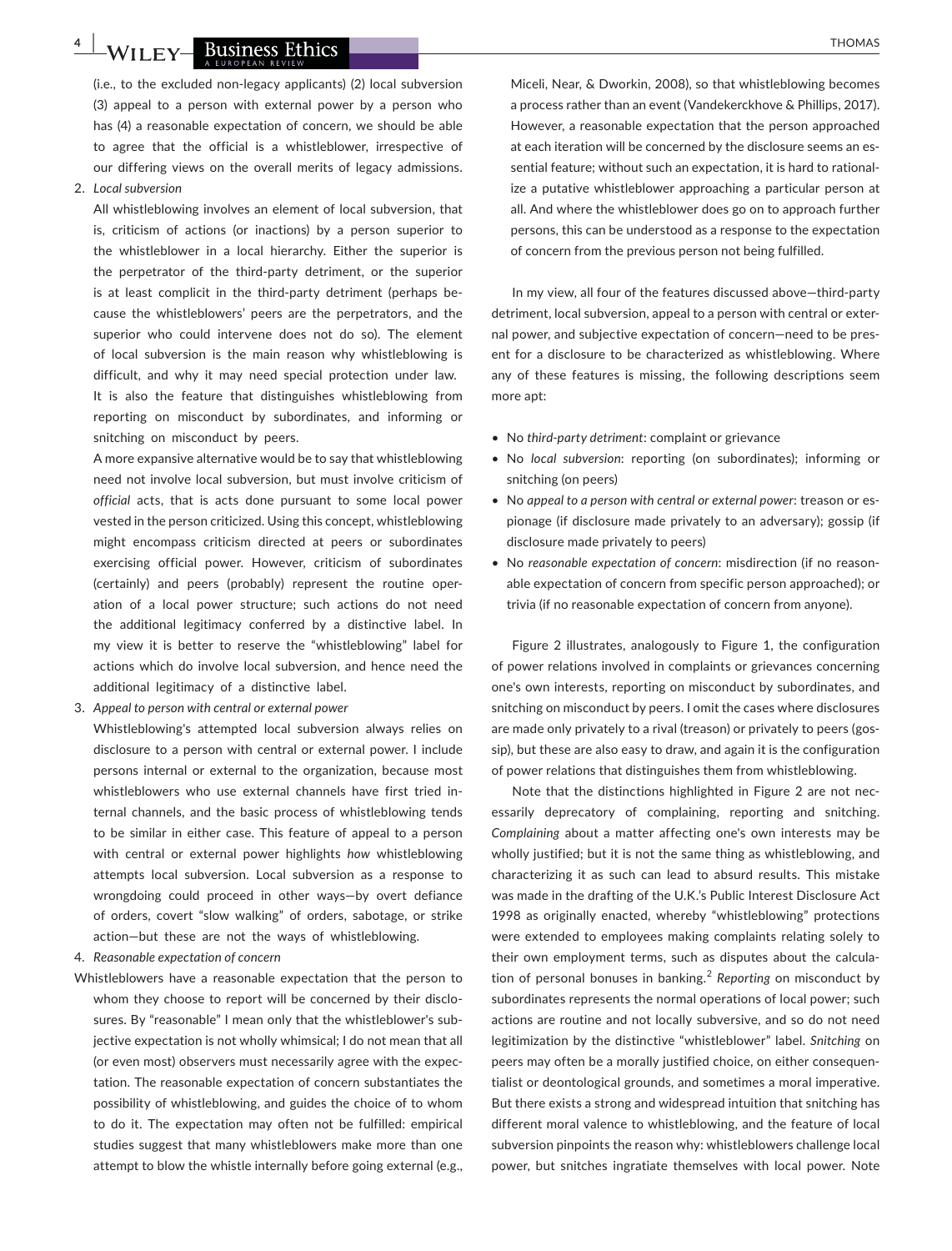(i.e., to the excluded non-legacy applicants) (2) local subversion (3) appeal to a person with external power by a person who has (4) a reasonable expectation of concern, we should be able to agree that the official is a whistleblower, irrespective of our differing views on the overall merits of legacy admissions.

2. *Local subversion*

   All whistleblowing involves an element of local subversion, that is, criticism of actions (or inactions) by a person superior to the whistleblower in a local hierarchy. Either the superior is the perpetrator of the third-party detriment, or the superior is at least complicit in the third-party detriment (perhaps because the whistleblowers' peers are the perpetrators, and the superior who could intervene does not do so). The element of local subversion is the main reason why whistleblowing is difficult, and why it may need special protection under law. It is also the feature that distinguishes whistleblowing from reporting on misconduct by subordinates, and informing or snitching on misconduct by peers.

   A more expansive alternative would be to say that whistleblowing need not involve local subversion, but must involve criticism of *official* acts, that is acts done pursuant to some local power vested in the person criticized. Using this concept, whistleblowing might encompass criticism directed at peers or subordinates exercising official power. However, criticism of subordinates (certainly) and peers (probably) represent the routine operation of a local power structure; such actions do not need the additional legitimacy conferred by a distinctive label. In my view it is better to reserve the "whistleblowing" label for actions which do involve local subversion, and hence need the additional legitimacy of a distinctive label.

3. *Appeal to person with central or external power*

   Whistleblowing's attempted local subversion always relies on disclosure to a person with central or external power. I include persons internal or external to the organization, because most whistleblowers who use external channels have first tried internal channels, and the basic process of whistleblowing tends to be similar in either case. This feature of appeal to a person with central or external power highlights *how* whistleblowing attempts local subversion. Local subversion as a response to wrongdoing could proceed in other ways—by overt defiance of orders, covert "slow walking" of orders, sabotage, or strike action—but these are not the ways of whistleblowing.

4. *Reasonable expectation of concern*

   Whistleblowers have a reasonable expectation that the person to whom they choose to report will be concerned by their disclosures. By "reasonable" I mean only that the whistleblower's subjective expectation is not wholly whimsical; I do not mean that all (or even most) observers must necessarily agree with the expectation. The reasonable expectation of concern substantiates the possibility of whistleblowing, and guides the choice of to whom to do it. The expectation may often not be fulfilled: empirical studies suggest that many whistleblowers make more than one attempt to blow the whistle internally before going external (e.g., Miceli, Near, & Dworkin, 2008), so that whistleblowing becomes a process rather than an event (Vandekerckhove & Phillips, 2017). However, a reasonable expectation that the person approached at each iteration will be concerned by the disclosure seems an essential feature; without such an expectation, it is hard to rationalize a putative whistleblower approaching a particular person at all. And where the whistleblower does go on to approach further persons, this can be understood as a response to the expectation of concern from the previous person not being fulfilled.

In my view, all four of the features discussed above—third-party detriment, local subversion, appeal to a person with central or external power, and subjective expectation of concern—need to be present for a disclosure to be characterized as whistleblowing. Where any of these features is missing, the following descriptions seem more apt:

- No *third-party detriment*: complaint or grievance
- No *local subversion*: reporting (on subordinates); informing or snitching (on peers)
- No *appeal to a person with central or external power*: treason or espionage (if disclosure made privately to an adversary); gossip (if disclosure made privately to peers)
- No *reasonable expectation of concern*: misdirection (if no reasonable expectation of concern from specific person approached); or trivia (if no reasonable expectation of concern from anyone).

Figure 2 illustrates, analogously to Figure 1, the configuration of power relations involved in complaints or grievances concerning one's own interests, reporting on misconduct by subordinates, and snitching on misconduct by peers. I omit the cases where disclosures are made only privately to a rival (treason) or privately to peers (gossip), but these are also easy to draw, and again it is the configuration of power relations that distinguishes them from whistleblowing.

Note that the distinctions highlighted in Figure 2 are not necessarily deprecatory of complaining, reporting and snitching. *Complaining* about a matter affecting one's own interests may be wholly justified; but it is not the same thing as whistleblowing, and characterizing it as such can lead to absurd results. This mistake was made in the drafting of the U.K.'s Public Interest Disclosure Act 1998 as originally enacted, whereby "whistleblowing" protections were extended to employees making complaints relating solely to their own employment terms, such as disputes about the calculation of personal bonuses in banking.[2] *Reporting* on misconduct by subordinates represents the normal operations of local power; such actions are routine and not locally subversive, and so do not need legitimization by the distinctive "whistleblower" label. *Snitching* on peers may often be a morally justified choice, on either consequentialist or deontological grounds, and sometimes a moral imperative. But there exists a strong and widespread intuition that snitching has different moral valence to whistleblowing, and the feature of local subversion pinpoints the reason why: whistleblowers challenge local power, but snitches ingratiate themselves with local power. Note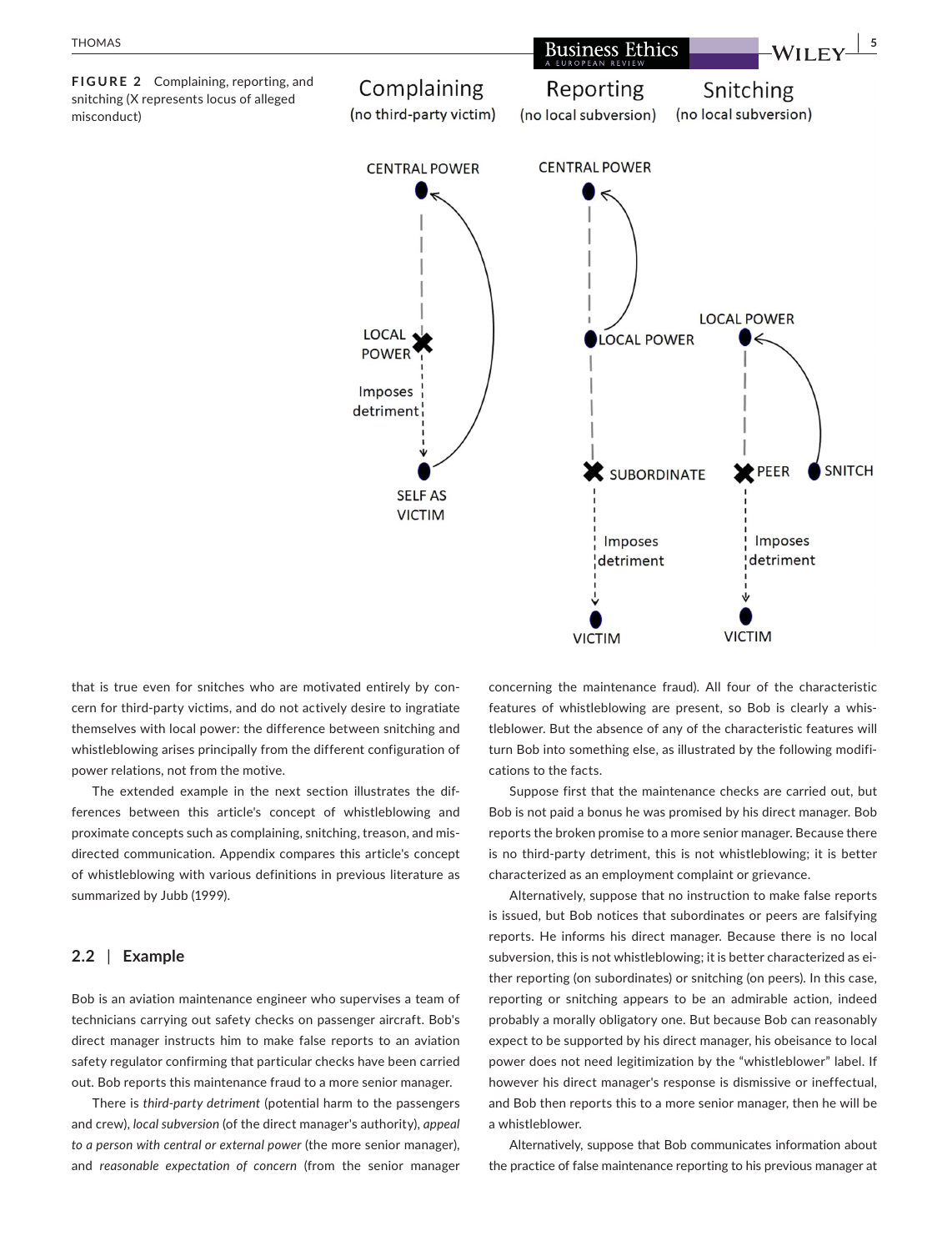**FIGURE 2** Complaining, reporting, and snitching (X represents locus of alleged misconduct)

that is true even for snitches who are motivated entirely by concern for third-party victims, and do not actively desire to ingratiate themselves with local power: the difference between snitching and whistleblowing arises principally from the different configuration of power relations, not from the motive.

The extended example in the next section illustrates the differences between this article's concept of whistleblowing and proximate concepts such as complaining, snitching, treason, and misdirected communication. Appendix compares this article's concept of whistleblowing with various definitions in previous literature as summarized by Jubb (1999).

## 2.2 | Example

Bob is an aviation maintenance engineer who supervises a team of technicians carrying out safety checks on passenger aircraft. Bob's direct manager instructs him to make false reports to an aviation safety regulator confirming that particular checks have been carried out. Bob reports this maintenance fraud to a more senior manager.

There is *third-party detriment* (potential harm to the passengers and crew), *local subversion* (of the direct manager's authority), *appeal to a person with central or external power* (the more senior manager), and *reasonable expectation of concern* (from the senior manager concerning the maintenance fraud). All four of the characteristic features of whistleblowing are present, so Bob is clearly a whistleblower. But the absence of any of the characteristic features will turn Bob into something else, as illustrated by the following modifications to the facts.

Suppose first that the maintenance checks are carried out, but Bob is not paid a bonus he was promised by his direct manager. Bob reports the broken promise to a more senior manager. Because there is no third-party detriment, this is not whistleblowing; it is better characterized as an employment complaint or grievance.

Alternatively, suppose that no instruction to make false reports is issued, but Bob notices that subordinates or peers are falsifying reports. He informs his direct manager. Because there is no local subversion, this is not whistleblowing; it is better characterized as either reporting (on subordinates) or snitching (on peers). In this case, reporting or snitching appears to be an admirable action, indeed probably a morally obligatory one. But because Bob can reasonably expect to be supported by his direct manager, his obeisance to local power does not need legitimization by the "whistleblower" label. If however his direct manager's response is dismissive or ineffectual, and Bob then reports this to a more senior manager, then he will be a whistleblower.

Alternatively, suppose that Bob communicates information about the practice of false maintenance reporting to his previous manager at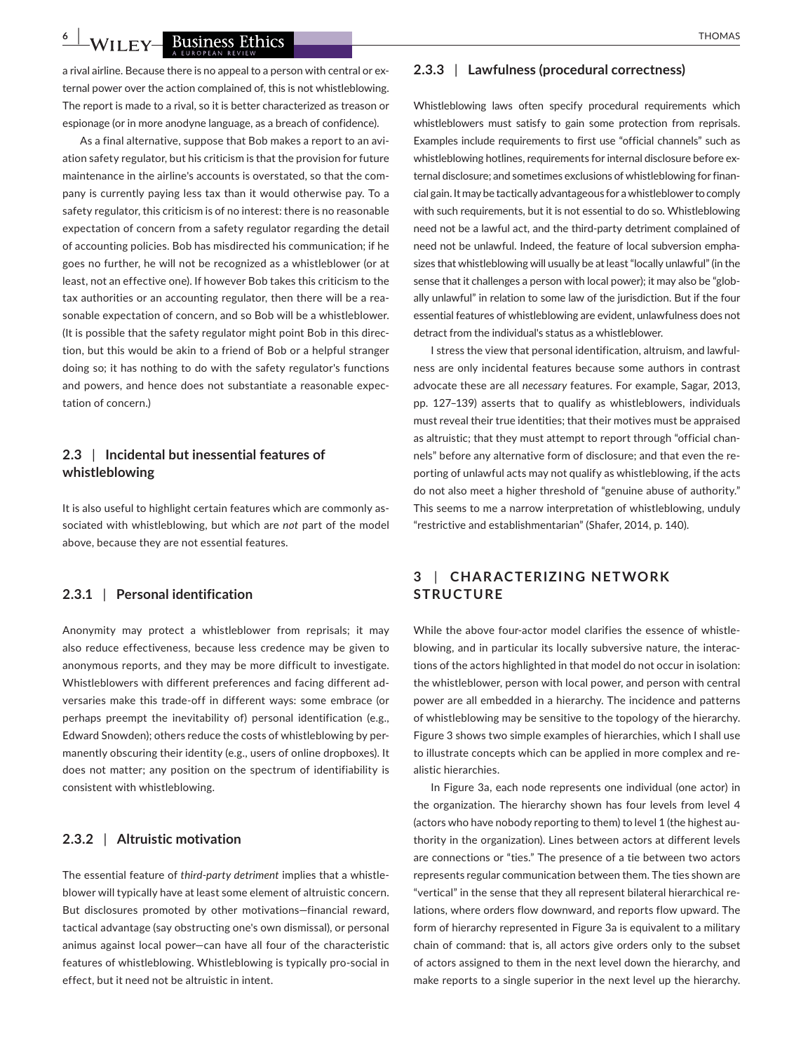a rival airline. Because there is no appeal to a person with central or external power over the action complained of, this is not whistleblowing. The report is made to a rival, so it is better characterized as treason or espionage (or in more anodyne language, as a breach of confidence).

As a final alternative, suppose that Bob makes a report to an aviation safety regulator, but his criticism is that the provision for future maintenance in the airline's accounts is overstated, so that the company is currently paying less tax than it would otherwise pay. To a safety regulator, this criticism is of no interest: there is no reasonable expectation of concern from a safety regulator regarding the detail of accounting policies. Bob has misdirected his communication; if he goes no further, he will not be recognized as a whistleblower (or at least, not an effective one). If however Bob takes this criticism to the tax authorities or an accounting regulator, then there will be a reasonable expectation of concern, and so Bob will be a whistleblower. (It is possible that the safety regulator might point Bob in this direction, but this would be akin to a friend of Bob or a helpful stranger doing so; it has nothing to do with the safety regulator's functions and powers, and hence does not substantiate a reasonable expectation of concern.)

### 2.3 | Incidental but inessential features of whistleblowing

It is also useful to highlight certain features which are commonly associated with whistleblowing, but which are *not* part of the model above, because they are not essential features.

#### 2.3.1 | Personal identification

Anonymity may protect a whistleblower from reprisals; it may also reduce effectiveness, because less credence may be given to anonymous reports, and they may be more difficult to investigate. Whistleblowers with different preferences and facing different adversaries make this trade-off in different ways: some embrace (or perhaps preempt the inevitability of) personal identification (e.g., Edward Snowden); others reduce the costs of whistleblowing by permanently obscuring their identity (e.g., users of online dropboxes). It does not matter; any position on the spectrum of identifiability is consistent with whistleblowing.

#### 2.3.2 | Altruistic motivation

The essential feature of *third-party detriment* implies that a whistleblower will typically have at least some element of altruistic concern. But disclosures promoted by other motivations—financial reward, tactical advantage (say obstructing one's own dismissal), or personal animus against local power—can have all four of the characteristic features of whistleblowing. Whistleblowing is typically pro-social in effect, but it need not be altruistic in intent.

#### 2.3.3 | Lawfulness (procedural correctness)

Whistleblowing laws often specify procedural requirements which whistleblowers must satisfy to gain some protection from reprisals. Examples include requirements to first use "official channels" such as whistleblowing hotlines, requirements for internal disclosure before external disclosure; and sometimes exclusions of whistleblowing for financial gain. It may be tactically advantageous for a whistleblower to comply with such requirements, but it is not essential to do so. Whistleblowing need not be a lawful act, and the third-party detriment complained of need not be unlawful. Indeed, the feature of local subversion emphasizes that whistleblowing will usually be at least "locally unlawful" (in the sense that it challenges a person with local power); it may also be "globally unlawful" in relation to some law of the jurisdiction. But if the four essential features of whistleblowing are evident, unlawfulness does not detract from the individual's status as a whistleblower.

I stress the view that personal identification, altruism, and lawfulness are only incidental features because some authors in contrast advocate these are all *necessary* features. For example, Sagar, 2013, pp. 127–139) asserts that to qualify as whistleblowers, individuals must reveal their true identities; that their motives must be appraised as altruistic; that they must attempt to report through "official channels" before any alternative form of disclosure; and that even the reporting of unlawful acts may not qualify as whistleblowing, if the acts do not also meet a higher threshold of "genuine abuse of authority." This seems to me a narrow interpretation of whistleblowing, unduly "restrictive and establishmentarian" (Shafer, 2014, p. 140).

## 3 | CHARACTERIZING NETWORK STRUCTURE

While the above four-actor model clarifies the essence of whistleblowing, and in particular its locally subversive nature, the interactions of the actors highlighted in that model do not occur in isolation: the whistleblower, person with local power, and person with central power are all embedded in a hierarchy. The incidence and patterns of whistleblowing may be sensitive to the topology of the hierarchy. Figure 3 shows two simple examples of hierarchies, which I shall use to illustrate concepts which can be applied in more complex and realistic hierarchies.

In Figure 3a, each node represents one individual (one actor) in the organization. The hierarchy shown has four levels from level 4 (actors who have nobody reporting to them) to level 1 (the highest authority in the organization). Lines between actors at different levels are connections or "ties." The presence of a tie between two actors represents regular communication between them. The ties shown are "vertical" in the sense that they all represent bilateral hierarchical relations, where orders flow downward, and reports flow upward. The form of hierarchy represented in Figure 3a is equivalent to a military chain of command: that is, all actors give orders only to the subset of actors assigned to them in the next level down the hierarchy, and make reports to a single superior in the next level up the hierarchy.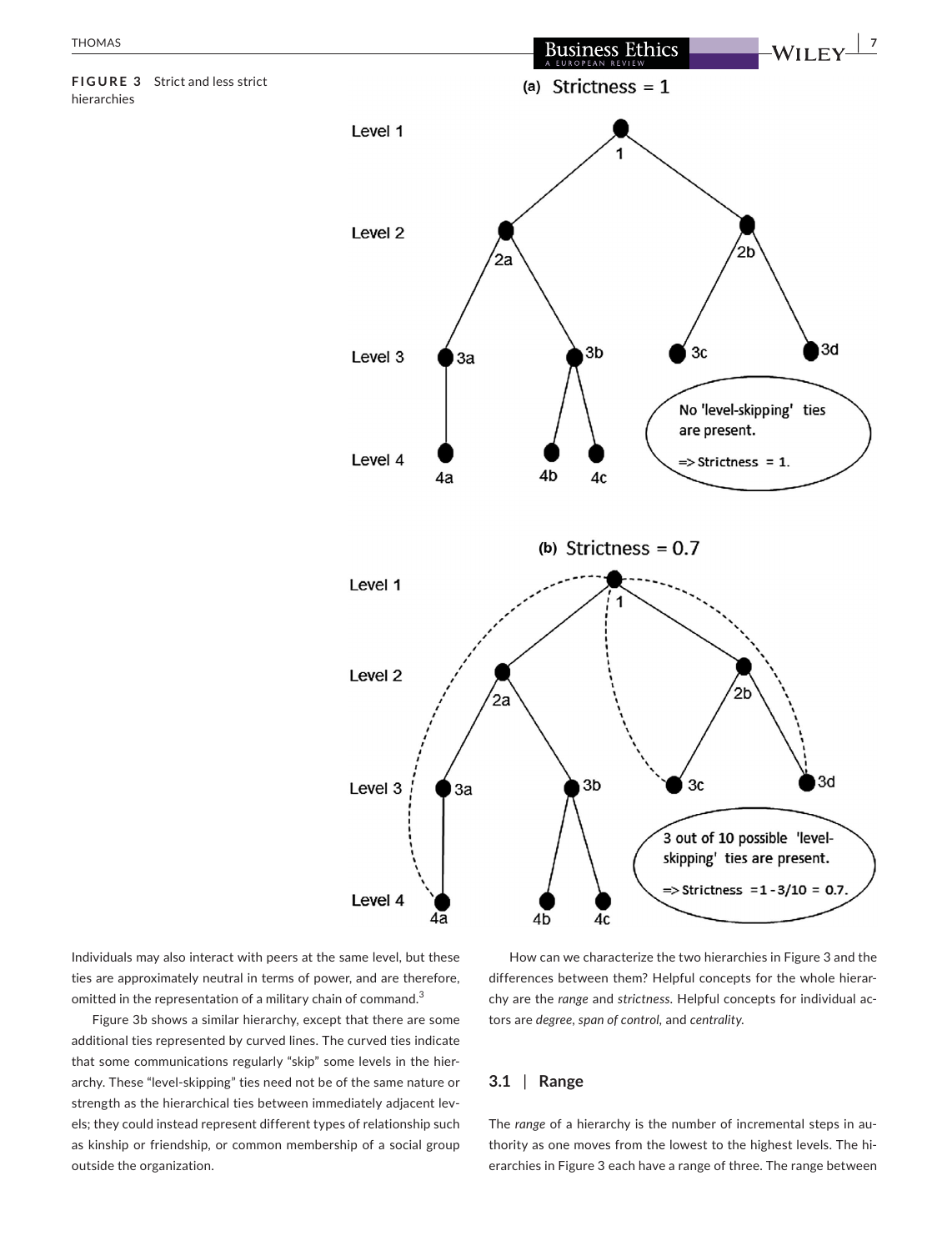**FIGURE 3** Strict and less strict hierarchies

Individuals may also interact with peers at the same level, but these ties are approximately neutral in terms of power, and are therefore, omitted in the representation of a military chain of command.[3]

Figure 3b shows a similar hierarchy, except that there are some additional ties represented by curved lines. The curved ties indicate that some communications regularly "skip" some levels in the hierarchy. These "level-skipping" ties need not be of the same nature or strength as the hierarchical ties between immediately adjacent levels; they could instead represent different types of relationship such as kinship or friendship, or common membership of a social group outside the organization.

How can we characterize the two hierarchies in Figure 3 and the differences between them? Helpful concepts for the whole hierarchy are the *range* and *strictness*. Helpful concepts for individual actors are *degree*, *span of control*, and *centrality*.

### 3.1 | Range

The *range* of a hierarchy is the number of incremental steps in authority as one moves from the lowest to the highest levels. The hierarchies in Figure 3 each have a range of three. The range between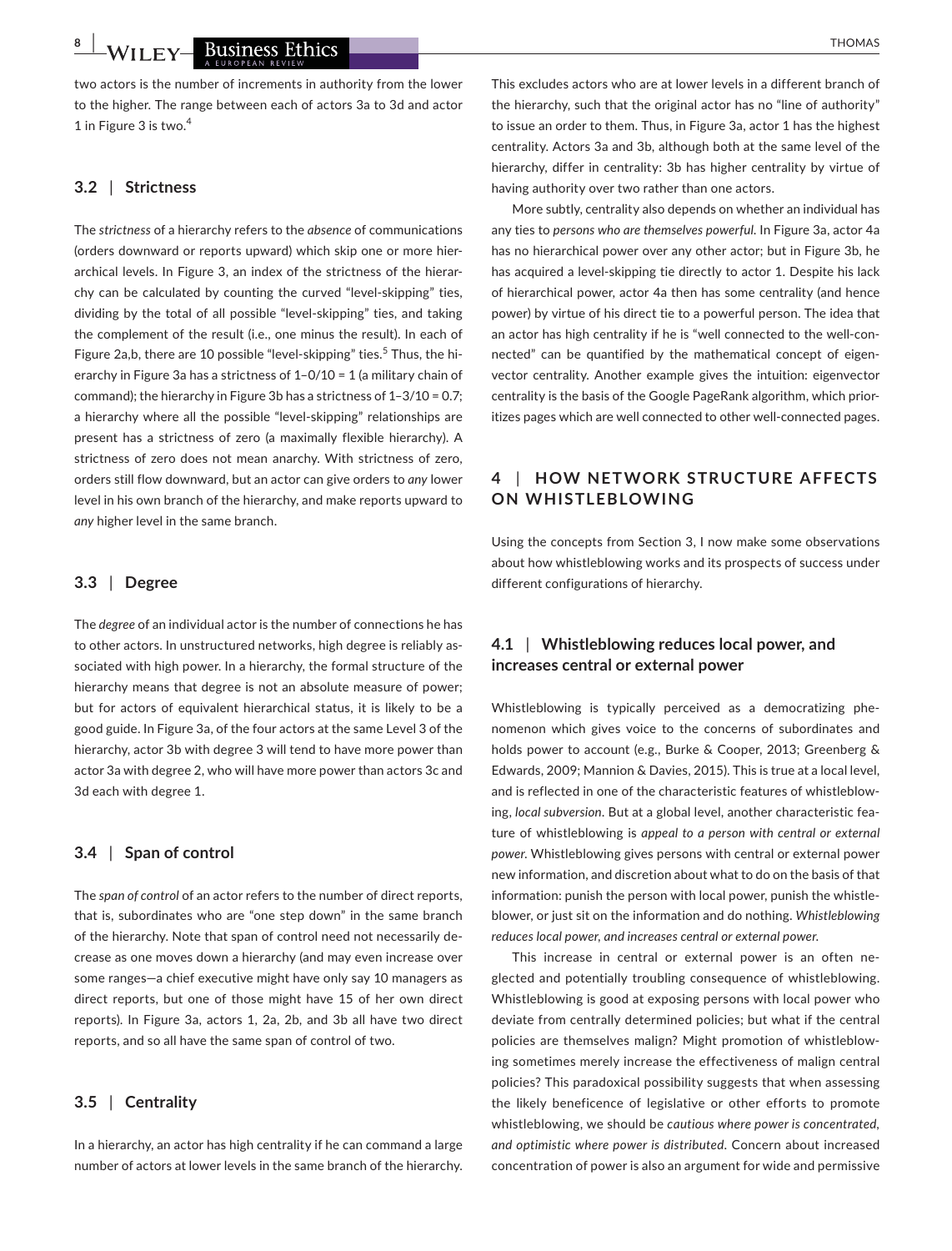two actors is the number of increments in authority from the lower to the higher. The range between each of actors 3a to 3d and actor 1 in Figure 3 is two.[4]

### 3.2 | Strictness

The *strictness* of a hierarchy refers to the *absence* of communications (orders downward or reports upward) which skip one or more hierarchical levels. In Figure 3, an index of the strictness of the hierarchy can be calculated by counting the curved "level-skipping" ties, dividing by the total of all possible "level-skipping" ties, and taking the complement of the result (i.e., one minus the result). In each of Figure 2a,b, there are 10 possible "level-skipping" ties.[5] Thus, the hierarchy in Figure 3a has a strictness of 1–0/10 = 1 (a military chain of command); the hierarchy in Figure 3b has a strictness of 1–3/10 = 0.7; a hierarchy where all the possible "level-skipping" relationships are present has a strictness of zero (a maximally flexible hierarchy). A strictness of zero does not mean anarchy. With strictness of zero, orders still flow downward, but an actor can give orders to *any* lower level in his own branch of the hierarchy, and make reports upward to *any* higher level in the same branch.

### 3.3 | Degree

The *degree* of an individual actor is the number of connections he has to other actors. In unstructured networks, high degree is reliably associated with high power. In a hierarchy, the formal structure of the hierarchy means that degree is not an absolute measure of power; but for actors of equivalent hierarchical status, it is likely to be a good guide. In Figure 3a, of the four actors at the same Level 3 of the hierarchy, actor 3b with degree 3 will tend to have more power than actor 3a with degree 2, who will have more power than actors 3c and 3d each with degree 1.

### 3.4 | Span of control

The *span of control* of an actor refers to the number of direct reports, that is, subordinates who are "one step down" in the same branch of the hierarchy. Note that span of control need not necessarily decrease as one moves down a hierarchy (and may even increase over some ranges—a chief executive might have only say 10 managers as direct reports, but one of those might have 15 of her own direct reports). In Figure 3a, actors 1, 2a, 2b, and 3b all have two direct reports, and so all have the same span of control of two.

### 3.5 | Centrality

In a hierarchy, an actor has high centrality if he can command a large number of actors at lower levels in the same branch of the hierarchy. This excludes actors who are at lower levels in a different branch of the hierarchy, such that the original actor has no "line of authority" to issue an order to them. Thus, in Figure 3a, actor 1 has the highest centrality. Actors 3a and 3b, although both at the same level of the hierarchy, differ in centrality: 3b has higher centrality by virtue of having authority over two rather than one actors.

More subtly, centrality also depends on whether an individual has any ties to *persons who are themselves powerful*. In Figure 3a, actor 4a has no hierarchical power over any other actor; but in Figure 3b, he has acquired a level-skipping tie directly to actor 1. Despite his lack of hierarchical power, actor 4a then has some centrality (and hence power) by virtue of his direct tie to a powerful person. The idea that an actor has high centrality if he is "well connected to the well-connected" can be quantified by the mathematical concept of eigenvector centrality. Another example gives the intuition: eigenvector centrality is the basis of the Google PageRank algorithm, which prioritizes pages which are well connected to other well-connected pages.

## 4 | HOW NETWORK STRUCTURE AFFECTS ON WHISTLEBLOWING

Using the concepts from Section 3, I now make some observations about how whistleblowing works and its prospects of success under different configurations of hierarchy.

### 4.1 | Whistleblowing reduces local power, and increases central or external power

Whistleblowing is typically perceived as a democratizing phenomenon which gives voice to the concerns of subordinates and holds power to account (e.g., Burke & Cooper, 2013; Greenberg & Edwards, 2009; Mannion & Davies, 2015). This is true at a local level, and is reflected in one of the characteristic features of whistleblowing, *local subversion*. But at a global level, another characteristic feature of whistleblowing is *appeal to a person with central or external power*. Whistleblowing gives persons with central or external power new information, and discretion about what to do on the basis of that information: punish the person with local power, punish the whistleblower, or just sit on the information and do nothing. *Whistleblowing reduces local power, and increases central or external power.*

This increase in central or external power is an often neglected and potentially troubling consequence of whistleblowing. Whistleblowing is good at exposing persons with local power who deviate from centrally determined policies; but what if the central policies are themselves malign? Might promotion of whistleblowing sometimes merely increase the effectiveness of malign central policies? This paradoxical possibility suggests that when assessing the likely beneficence of legislative or other efforts to promote whistleblowing, we should be *cautious where power is concentrated, and optimistic where power is distributed*. Concern about increased concentration of power is also an argument for wide and permissive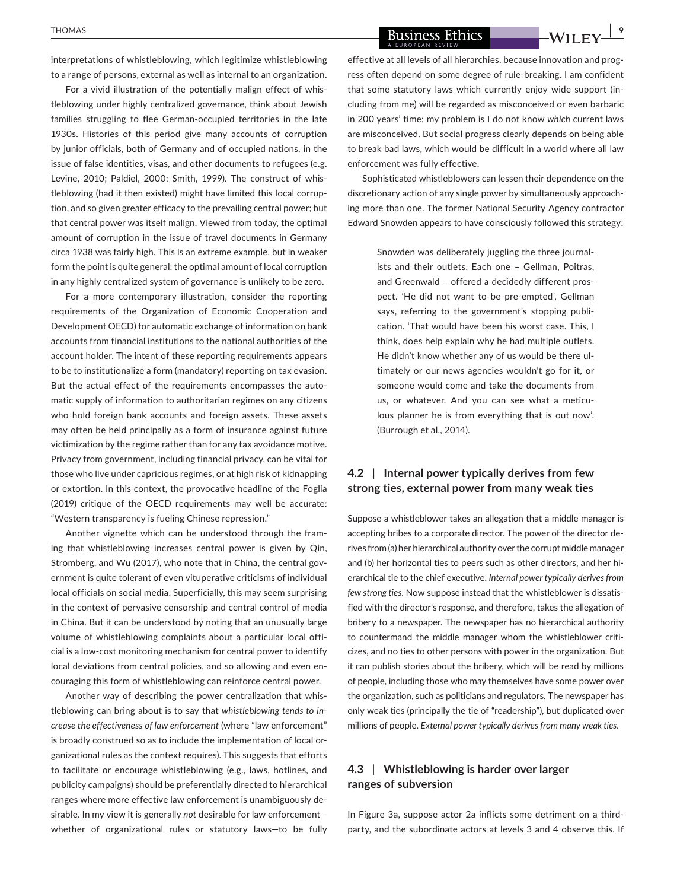interpretations of whistleblowing, which legitimize whistleblowing to a range of persons, external as well as internal to an organization.

For a vivid illustration of the potentially malign effect of whistleblowing under highly centralized governance, think about Jewish families struggling to flee German-occupied territories in the late 1930s. Histories of this period give many accounts of corruption by junior officials, both of Germany and of occupied nations, in the issue of false identities, visas, and other documents to refugees (e.g. Levine, 2010; Paldiel, 2000; Smith, 1999). The construct of whistleblowing (had it then existed) might have limited this local corruption, and so given greater efficacy to the prevailing central power; but that central power was itself malign. Viewed from today, the optimal amount of corruption in the issue of travel documents in Germany circa 1938 was fairly high. This is an extreme example, but in weaker form the point is quite general: the optimal amount of local corruption in any highly centralized system of governance is unlikely to be zero.

For a more contemporary illustration, consider the reporting requirements of the Organization of Economic Cooperation and Development OECD) for automatic exchange of information on bank accounts from financial institutions to the national authorities of the account holder. The intent of these reporting requirements appears to be to institutionalize a form (mandatory) reporting on tax evasion. But the actual effect of the requirements encompasses the automatic supply of information to authoritarian regimes on any citizens who hold foreign bank accounts and foreign assets. These assets may often be held principally as a form of insurance against future victimization by the regime rather than for any tax avoidance motive. Privacy from government, including financial privacy, can be vital for those who live under capricious regimes, or at high risk of kidnapping or extortion. In this context, the provocative headline of the Foglia (2019) critique of the OECD requirements may well be accurate: "Western transparency is fueling Chinese repression."

Another vignette which can be understood through the framing that whistleblowing increases central power is given by Qin, Stromberg, and Wu (2017), who note that in China, the central government is quite tolerant of even vituperative criticisms of individual local officials on social media. Superficially, this may seem surprising in the context of pervasive censorship and central control of media in China. But it can be understood by noting that an unusually large volume of whistleblowing complaints about a particular local official is a low-cost monitoring mechanism for central power to identify local deviations from central policies, and so allowing and even encouraging this form of whistleblowing can reinforce central power.

Another way of describing the power centralization that whistleblowing can bring about is to say that *whistleblowing tends to increase the effectiveness of law enforcement* (where "law enforcement" is broadly construed so as to include the implementation of local organizational rules as the context requires). This suggests that efforts to facilitate or encourage whistleblowing (e.g., laws, hotlines, and publicity campaigns) should be preferentially directed to hierarchical ranges where more effective law enforcement is unambiguously desirable. In my view it is generally *not* desirable for law enforcement—whether of organizational rules or statutory laws—to be fully effective at all levels of all hierarchies, because innovation and progress often depend on some degree of rule-breaking. I am confident that some statutory laws which currently enjoy wide support (including from me) will be regarded as misconceived or even barbaric in 200 years' time; my problem is I do not know *which* current laws are misconceived. But social progress clearly depends on being able to break bad laws, which would be difficult in a world where all law enforcement was fully effective.

Sophisticated whistleblowers can lessen their dependence on the discretionary action of any single power by simultaneously approaching more than one. The former National Security Agency contractor Edward Snowden appears to have consciously followed this strategy:

> Snowden was deliberately juggling the three journalists and their outlets. Each one – Gellman, Poitras, and Greenwald – offered a decidedly different prospect. 'He did not want to be pre-empted', Gellman says, referring to the government's stopping publication. 'That would have been his worst case. This, I think, does help explain why he had multiple outlets. He didn't know whether any of us would be there ultimately or our news agencies wouldn't go for it, or someone would come and take the documents from us, or whatever. And you can see what a meticulous planner he is from everything that is out now'. (Burrough et al., 2014).

### 4.2 | Internal power typically derives from few strong ties, external power from many weak ties

Suppose a whistleblower takes an allegation that a middle manager is accepting bribes to a corporate director. The power of the director derives from (a) her hierarchical authority over the corrupt middle manager and (b) her horizontal ties to peers such as other directors, and her hierarchical tie to the chief executive. *Internal power typically derives from few strong ties.* Now suppose instead that the whistleblower is dissatisfied with the director's response, and therefore, takes the allegation of bribery to a newspaper. The newspaper has no hierarchical authority to countermand the middle manager whom the whistleblower criticizes, and no ties to other persons with power in the organization. But it can publish stories about the bribery, which will be read by millions of people, including those who may themselves have some power over the organization, such as politicians and regulators. The newspaper has only weak ties (principally the tie of "readership"), but duplicated over millions of people. *External power typically derives from many weak ties.*

### 4.3 | Whistleblowing is harder over larger ranges of subversion

In Figure 3a, suppose actor 2a inflicts some detriment on a third-party, and the subordinate actors at levels 3 and 4 observe this. If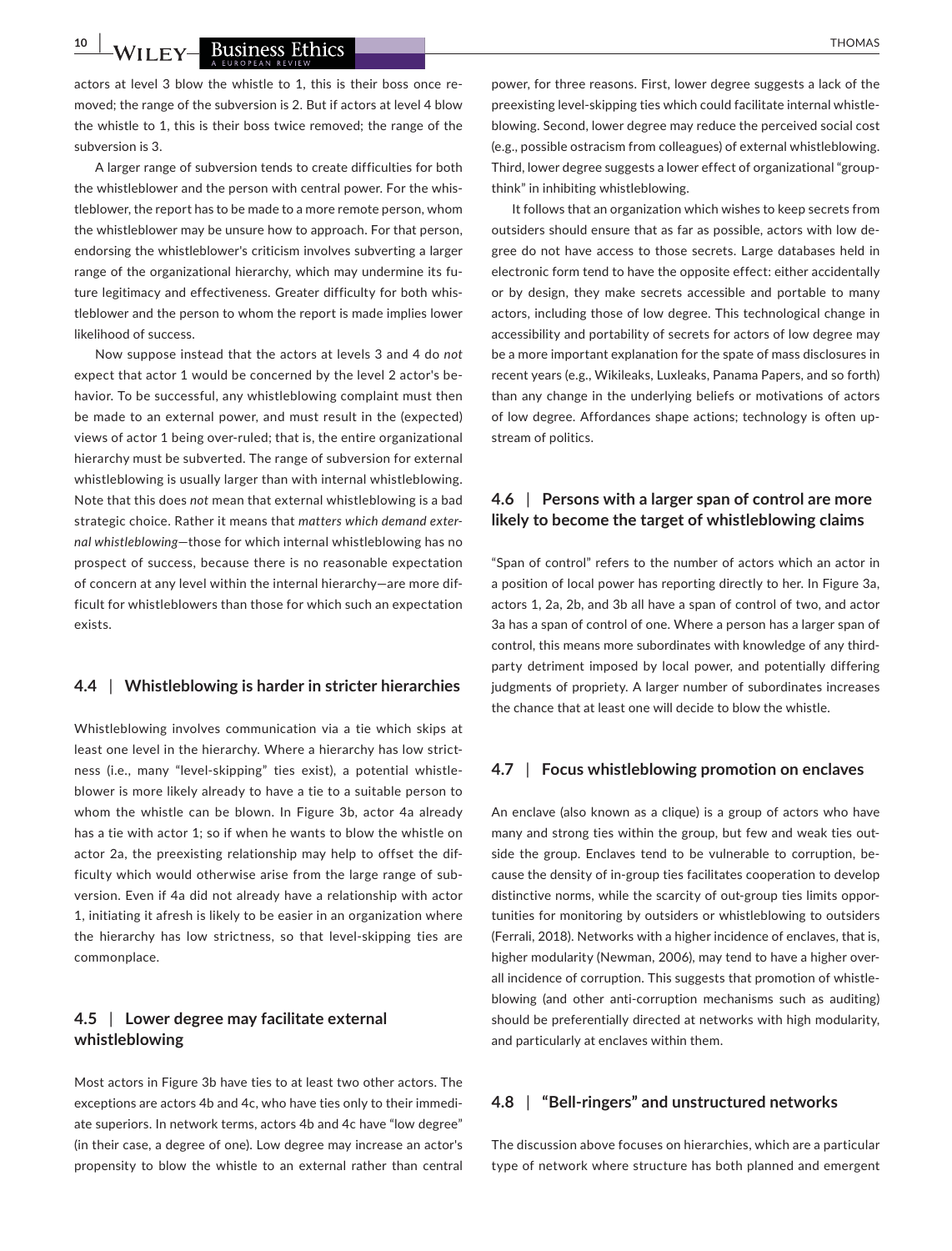actors at level 3 blow the whistle to 1, this is their boss once removed; the range of the subversion is 2. But if actors at level 4 blow the whistle to 1, this is their boss twice removed; the range of the subversion is 3.

A larger range of subversion tends to create difficulties for both the whistleblower and the person with central power. For the whistleblower, the report has to be made to a more remote person, whom the whistleblower may be unsure how to approach. For that person, endorsing the whistleblower's criticism involves subverting a larger range of the organizational hierarchy, which may undermine its future legitimacy and effectiveness. Greater difficulty for both whistleblower and the person to whom the report is made implies lower likelihood of success.

Now suppose instead that the actors at levels 3 and 4 do *not* expect that actor 1 would be concerned by the level 2 actor's behavior. To be successful, any whistleblowing complaint must then be made to an external power, and must result in the (expected) views of actor 1 being over-ruled; that is, the entire organizational hierarchy must be subverted. The range of subversion for external whistleblowing is usually larger than with internal whistleblowing. Note that this does *not* mean that external whistleblowing is a bad strategic choice. Rather it means that *matters which demand external whistleblowing*—those for which internal whistleblowing has no prospect of success, because there is no reasonable expectation of concern at any level within the internal hierarchy—are more difficult for whistleblowers than those for which such an expectation exists.

### 4.4 | Whistleblowing is harder in stricter hierarchies

Whistleblowing involves communication via a tie which skips at least one level in the hierarchy. Where a hierarchy has low strictness (i.e., many "level-skipping" ties exist), a potential whistleblower is more likely already to have a tie to a suitable person to whom the whistle can be blown. In Figure 3b, actor 4a already has a tie with actor 1; so if when he wants to blow the whistle on actor 2a, the preexisting relationship may help to offset the difficulty which would otherwise arise from the large range of subversion. Even if 4a did not already have a relationship with actor 1, initiating it afresh is likely to be easier in an organization where the hierarchy has low strictness, so that level-skipping ties are commonplace.

### 4.5 | Lower degree may facilitate external whistleblowing

Most actors in Figure 3b have ties to at least two other actors. The exceptions are actors 4b and 4c, who have ties only to their immediate superiors. In network terms, actors 4b and 4c have "low degree" (in their case, a degree of one). Low degree may increase an actor's propensity to blow the whistle to an external rather than central power, for three reasons. First, lower degree suggests a lack of the preexisting level-skipping ties which could facilitate internal whistleblowing. Second, lower degree may reduce the perceived social cost (e.g., possible ostracism from colleagues) of external whistleblowing. Third, lower degree suggests a lower effect of organizational "groupthink" in inhibiting whistleblowing.

It follows that an organization which wishes to keep secrets from outsiders should ensure that as far as possible, actors with low degree do not have access to those secrets. Large databases held in electronic form tend to have the opposite effect: either accidentally or by design, they make secrets accessible and portable to many actors, including those of low degree. This technological change in accessibility and portability of secrets for actors of low degree may be a more important explanation for the spate of mass disclosures in recent years (e.g., Wikileaks, Luxleaks, Panama Papers, and so forth) than any change in the underlying beliefs or motivations of actors of low degree. Affordances shape actions; technology is often upstream of politics.

### 4.6 | Persons with a larger span of control are more likely to become the target of whistleblowing claims

"Span of control" refers to the number of actors which an actor in a position of local power has reporting directly to her. In Figure 3a, actors 1, 2a, 2b, and 3b all have a span of control of two, and actor 3a has a span of control of one. Where a person has a larger span of control, this means more subordinates with knowledge of any third-party detriment imposed by local power, and potentially differing judgments of propriety. A larger number of subordinates increases the chance that at least one will decide to blow the whistle.

### 4.7 | Focus whistleblowing promotion on enclaves

An enclave (also known as a clique) is a group of actors who have many and strong ties within the group, but few and weak ties outside the group. Enclaves tend to be vulnerable to corruption, because the density of in-group ties facilitates cooperation to develop distinctive norms, while the scarcity of out-group ties limits opportunities for monitoring by outsiders or whistleblowing to outsiders (Ferrali, 2018). Networks with a higher incidence of enclaves, that is, higher modularity (Newman, 2006), may tend to have a higher overall incidence of corruption. This suggests that promotion of whistleblowing (and other anti-corruption mechanisms such as auditing) should be preferentially directed at networks with high modularity, and particularly at enclaves within them.

### 4.8 | "Bell-ringers" and unstructured networks

The discussion above focuses on hierarchies, which are a particular type of network where structure has both planned and emergent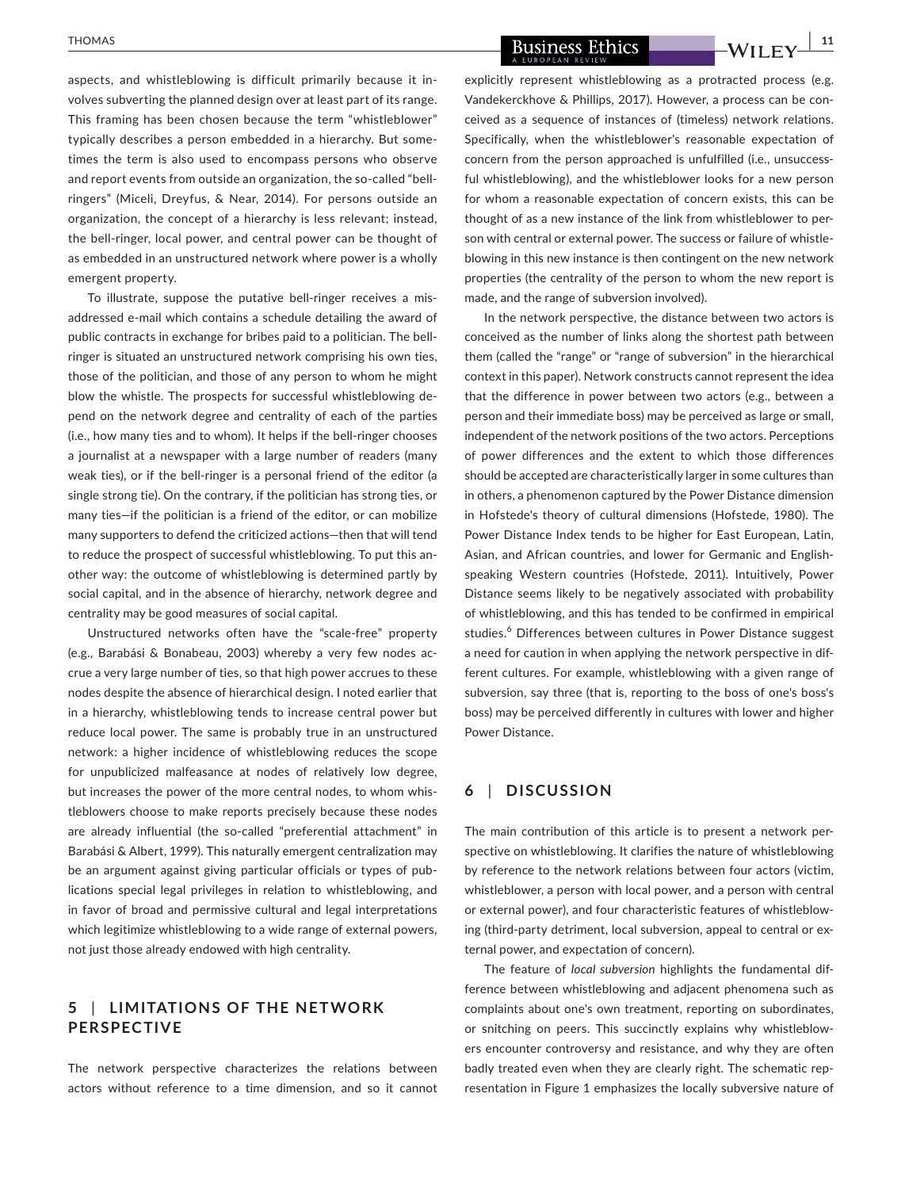aspects, and whistleblowing is difficult primarily because it involves subverting the planned design over at least part of its range. This framing has been chosen because the term "whistleblower" typically describes a person embedded in a hierarchy. But sometimes the term is also used to encompass persons who observe and report events from outside an organization, the so-called "bell-ringers" (Miceli, Dreyfus, & Near, 2014). For persons outside an organization, the concept of a hierarchy is less relevant; instead, the bell-ringer, local power, and central power can be thought of as embedded in an unstructured network where power is a wholly emergent property.

To illustrate, suppose the putative bell-ringer receives a misaddressed e-mail which contains a schedule detailing the award of public contracts in exchange for bribes paid to a politician. The bell-ringer is situated an unstructured network comprising his own ties, those of the politician, and those of any person to whom he might blow the whistle. The prospects for successful whistleblowing depend on the network degree and centrality of each of the parties (i.e., how many ties and to whom). It helps if the bell-ringer chooses a journalist at a newspaper with a large number of readers (many weak ties), or if the bell-ringer is a personal friend of the editor (a single strong tie). On the contrary, if the politician has strong ties, or many ties—if the politician is a friend of the editor, or can mobilize many supporters to defend the criticized actions—then that will tend to reduce the prospect of successful whistleblowing. To put this another way: the outcome of whistleblowing is determined partly by social capital, and in the absence of hierarchy, network degree and centrality may be good measures of social capital.

Unstructured networks often have the "scale-free" property (e.g., Barabási & Bonabeau, 2003) whereby a very few nodes accrue a very large number of ties, so that high power accrues to these nodes despite the absence of hierarchical design. I noted earlier that in a hierarchy, whistleblowing tends to increase central power but reduce local power. The same is probably true in an unstructured network: a higher incidence of whistleblowing reduces the scope for unpublicized malfeasance at nodes of relatively low degree, but increases the power of the more central nodes, to whom whistleblowers choose to make reports precisely because these nodes are already influential (the so-called "preferential attachment" in Barabási & Albert, 1999). This naturally emergent centralization may be an argument against giving particular officials or types of publications special legal privileges in relation to whistleblowing, and in favor of broad and permissive cultural and legal interpretations which legitimize whistleblowing to a wide range of external powers, not just those already endowed with high centrality.

## 5 | LIMITATIONS OF THE NETWORK PERSPECTIVE

The network perspective characterizes the relations between actors without reference to a time dimension, and so it cannot explicitly represent whistleblowing as a protracted process (e.g. Vandekerckhove & Phillips, 2017). However, a process can be conceived as a sequence of instances of (timeless) network relations. Specifically, when the whistleblower's reasonable expectation of concern from the person approached is unfulfilled (i.e., unsuccessful whistleblowing), and the whistleblower looks for a new person for whom a reasonable expectation of concern exists, this can be thought of as a new instance of the link from whistleblower to person with central or external power. The success or failure of whistleblowing in this new instance is then contingent on the new network properties (the centrality of the person to whom the new report is made, and the range of subversion involved).

In the network perspective, the distance between two actors is conceived as the number of links along the shortest path between them (called the "range" or "range of subversion" in the hierarchical context in this paper). Network constructs cannot represent the idea that the difference in power between two actors (e.g., between a person and their immediate boss) may be perceived as large or small, independent of the network positions of the two actors. Perceptions of power differences and the extent to which those differences should be accepted are characteristically larger in some cultures than in others, a phenomenon captured by the Power Distance dimension in Hofstede's theory of cultural dimensions (Hofstede, 1980). The Power Distance Index tends to be higher for East European, Latin, Asian, and African countries, and lower for Germanic and English-speaking Western countries (Hofstede, 2011). Intuitively, Power Distance seems likely to be negatively associated with probability of whistleblowing, and this has tended to be confirmed in empirical studies.[6] Differences between cultures in Power Distance suggest a need for caution in when applying the network perspective in different cultures. For example, whistleblowing with a given range of subversion, say three (that is, reporting to the boss of one's boss's boss) may be perceived differently in cultures with lower and higher Power Distance.

## 6 | DISCUSSION

The main contribution of this article is to present a network perspective on whistleblowing. It clarifies the nature of whistleblowing by reference to the network relations between four actors (victim, whistleblower, a person with local power, and a person with central or external power), and four characteristic features of whistleblowing (third-party detriment, local subversion, appeal to central or external power, and expectation of concern).

The feature of *local subversion* highlights the fundamental difference between whistleblowing and adjacent phenomena such as complaints about one's own treatment, reporting on subordinates, or snitching on peers. This succinctly explains why whistleblowers encounter controversy and resistance, and why they are often badly treated even when they are clearly right. The schematic representation in Figure 1 emphasizes the locally subversive nature of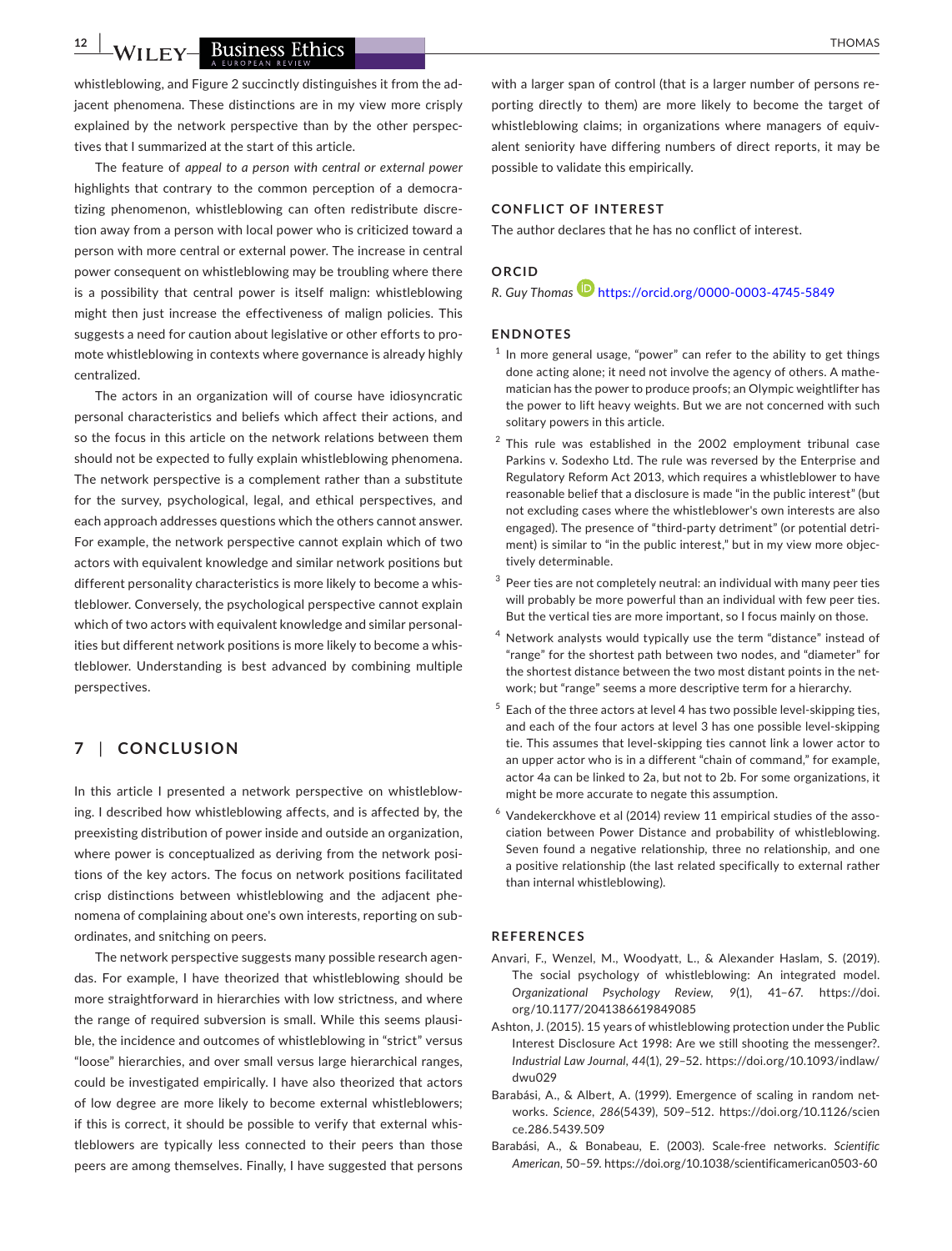whistleblowing, and Figure 2 succinctly distinguishes it from the adjacent phenomena. These distinctions are in my view more crisply explained by the network perspective than by the other perspectives that I summarized at the start of this article.

The feature of *appeal to a person with central or external power* highlights that contrary to the common perception of a democratizing phenomenon, whistleblowing can often redistribute discretion away from a person with local power who is criticized toward a person with more central or external power. The increase in central power consequent on whistleblowing may be troubling where there is a possibility that central power is itself malign: whistleblowing might then just increase the effectiveness of malign policies. This suggests a need for caution about legislative or other efforts to promote whistleblowing in contexts where governance is already highly centralized.

The actors in an organization will of course have idiosyncratic personal characteristics and beliefs which affect their actions, and so the focus in this article on the network relations between them should not be expected to fully explain whistleblowing phenomena. The network perspective is a complement rather than a substitute for the survey, psychological, legal, and ethical perspectives, and each approach addresses questions which the others cannot answer. For example, the network perspective cannot explain which of two actors with equivalent knowledge and similar network positions but different personality characteristics is more likely to become a whistleblower. Conversely, the psychological perspective cannot explain which of two actors with equivalent knowledge and similar personalities but different network positions is more likely to become a whistleblower. Understanding is best advanced by combining multiple perspectives.

## 7 | CONCLUSION

In this article I presented a network perspective on whistleblowing. I described how whistleblowing affects, and is affected by, the preexisting distribution of power inside and outside an organization, where power is conceptualized as deriving from the network positions of the key actors. The focus on network positions facilitated crisp distinctions between whistleblowing and the adjacent phenomena of complaining about one's own interests, reporting on subordinates, and snitching on peers.

The network perspective suggests many possible research agendas. For example, I have theorized that whistleblowing should be more straightforward in hierarchies with low strictness, and where the range of required subversion is small. While this seems plausible, the incidence and outcomes of whistleblowing in "strict" versus "loose" hierarchies, and over small versus large hierarchical ranges, could be investigated empirically. I have also theorized that actors of low degree are more likely to become external whistleblowers; if this is correct, it should be possible to verify that external whistleblowers are typically less connected to their peers than those peers are among themselves. Finally, I have suggested that persons with a larger span of control (that is a larger number of persons reporting directly to them) are more likely to become the target of whistleblowing claims; in organizations where managers of equivalent seniority have differing numbers of direct reports, it may be possible to validate this empirically.

### CONFLICT OF INTEREST

The author declares that he has no conflict of interest.

### ORCID

*R. Guy Thomas* https://orcid.org/0000-0003-4745-5849

### ENDNOTES

[1] In more general usage, "power" can refer to the ability to get things done acting alone; it need not involve the agency of others. A mathematician has the power to produce proofs; an Olympic weightlifter has the power to lift heavy weights. But we are not concerned with such solitary powers in this article.

[2] This rule was established in the 2002 employment tribunal case Parkins v. Sodexho Ltd. The rule was reversed by the Enterprise and Regulatory Reform Act 2013, which requires a whistleblower to have reasonable belief that a disclosure is made "in the public interest" (but not excluding cases where the whistleblower's own interests are also engaged). The presence of "third-party detriment" (or potential detriment) is similar to "in the public interest," but in my view more objectively determinable.

[3] Peer ties are not completely neutral: an individual with many peer ties will probably be more powerful than an individual with few peer ties. But the vertical ties are more important, so I focus mainly on those.

[4] Network analysts would typically use the term "distance" instead of "range" for the shortest path between two nodes, and "diameter" for the shortest distance between the two most distant points in the network; but "range" seems a more descriptive term for a hierarchy.

[5] Each of the three actors at level 4 has two possible level-skipping ties, and each of the four actors at level 3 has one possible level-skipping tie. This assumes that level-skipping ties cannot link a lower actor to an upper actor who is in a different "chain of command," for example, actor 4a can be linked to 2a, but not to 2b. For some organizations, it might be more accurate to negate this assumption.

[6] Vandekerckhove et al (2014) review 11 empirical studies of the association between Power Distance and probability of whistleblowing. Seven found a negative relationship, three no relationship, and one a positive relationship (the last related specifically to external rather than internal whistleblowing).

### REFERENCES

Anvari, F., Wenzel, M., Woodyatt, L., & Alexander Haslam, S. (2019). The social psychology of whistleblowing: An integrated model. *Organizational Psychology Review*, *9*(1), 41–67. https://doi.org/10.1177/2041386619849085

Ashton, J. (2015). 15 years of whistleblowing protection under the Public Interest Disclosure Act 1998: Are we still shooting the messenger?. *Industrial Law Journal*, *44*(1), 29–52. https://doi.org/10.1093/indlaw/dwu029

Barabási, A., & Albert, A. (1999). Emergence of scaling in random networks. *Science*, *286*(5439), 509–512. https://doi.org/10.1126/science.286.5439.509

Barabási, A., & Bonabeau, E. (2003). Scale-free networks. *Scientific American*, 50–59. https://doi.org/10.1038/scientificamerican0503-60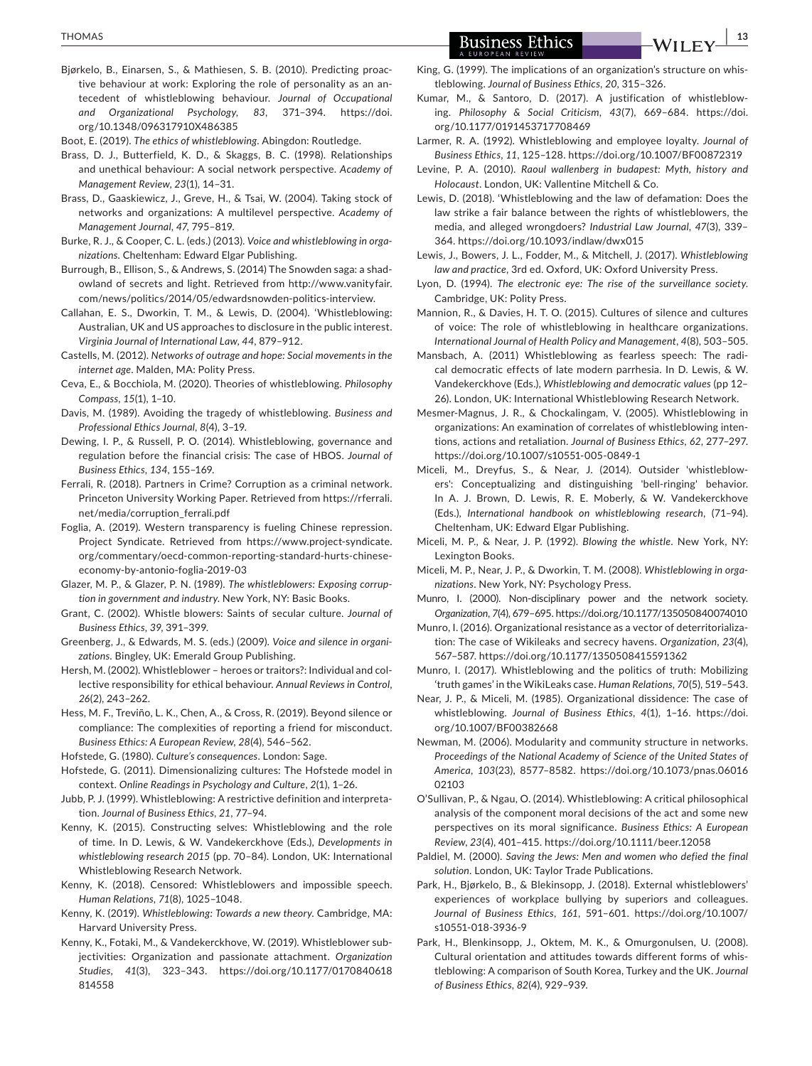Bjørkelo, B., Einarsen, S., & Mathiesen, S. B. (2010). Predicting proactive behaviour at work: Exploring the role of personality as an antecedent of whistleblowing behaviour. *Journal of Occupational and Organizational Psychology*, *83*, 371–394. https://doi.org/10.1348/096317910X486385

Boot, E. (2019). *The ethics of whistleblowing*. Abingdon: Routledge.

Brass, D. J., Butterfield, K. D., & Skaggs, B. C. (1998). Relationships and unethical behaviour: A social network perspective. *Academy of Management Review*, *23*(1), 14–31.

Brass, D., Gaaskiewicz, J., Greve, H., & Tsai, W. (2004). Taking stock of networks and organizations: A multilevel perspective. *Academy of Management Journal*, *47*, 795–819.

Burke, R. J., & Cooper, C. L. (eds.) (2013). *Voice and whistleblowing in organizations*. Cheltenham: Edward Elgar Publishing.

Burrough, B., Ellison, S., & Andrews, S. (2014) The Snowden saga: a shadowland of secrets and light. Retrieved from http://www.vanityfair.com/news/politics/2014/05/edwardsnowden-politics-interview.

Callahan, E. S., Dworkin, T. M., & Lewis, D. (2004). 'Whistleblowing: Australian, UK and US approaches to disclosure in the public interest. *Virginia Journal of International Law*, *44*, 879–912.

Castells, M. (2012). *Networks of outrage and hope: Social movements in the internet age*. Malden, MA: Polity Press.

Ceva, E., & Bocchiola, M. (2020). Theories of whistleblowing. *Philosophy Compass*, *15*(1), 1–10.

Davis, M. (1989). Avoiding the tragedy of whistleblowing. *Business and Professional Ethics Journal*, *8*(4), 3–19.

Dewing, I. P., & Russell, P. O. (2014). Whistleblowing, governance and regulation before the financial crisis: The case of HBOS. *Journal of Business Ethics*, *134*, 155–169.

Ferrali, R. (2018). Partners in Crime? Corruption as a criminal network. Princeton University Working Paper. Retrieved from https://rferrali.net/media/corruption_ferrali.pdf

Foglia, A. (2019). Western transparency is fueling Chinese repression. Project Syndicate. Retrieved from https://www.project-syndicate.org/commentary/oecd-common-reporting-standard-hurts-chinese-economy-by-antonio-foglia-2019-03

Glazer, M. P., & Glazer, P. N. (1989). *The whistleblowers: Exposing corruption in government and industry*. New York, NY: Basic Books.

Grant, C. (2002). Whistle blowers: Saints of secular culture. *Journal of Business Ethics*, *39*, 391–399.

Greenberg, J., & Edwards, M. S. (eds.) (2009). *Voice and silence in organizations*. Bingley, UK: Emerald Group Publishing.

Hersh, M. (2002). Whistleblower – heroes or traitors?: Individual and collective responsibility for ethical behaviour. *Annual Reviews in Control*, *26*(2), 243–262.

Hess, M. F., Treviño, L. K., Chen, A., & Cross, R. (2019). Beyond silence or compliance: The complexities of reporting a friend for misconduct. *Business Ethics: A European Review*, *28*(4), 546–562.

Hofstede, G. (1980). *Culture's consequences*. London: Sage.

Hofstede, G. (2011). Dimensionalizing cultures: The Hofstede model in context. *Online Readings in Psychology and Culture*, *2*(1), 1–26.

Jubb, P. J. (1999). Whistleblowing: A restrictive definition and interpretation. *Journal of Business Ethics*, *21*, 77–94.

Kenny, K. (2015). Constructing selves: Whistleblowing and the role of time. In D. Lewis, & W. Vandekerckhove (Eds.), *Developments in whistleblowing research 2015* (pp. 70–84). London, UK: International Whistleblowing Research Network.

Kenny, K. (2018). Censored: Whistleblowers and impossible speech. *Human Relations*, *71*(8), 1025–1048.

Kenny, K. (2019). *Whistleblowing: Towards a new theory*. Cambridge, MA: Harvard University Press.

Kenny, K., Fotaki, M., & Vandekerckhove, W. (2019). Whistleblower subjectivities: Organization and passionate attachment. *Organization Studies*, *41*(3), 323–343. https://doi.org/10.1177/0170840618814558

King, G. (1999). The implications of an organization's structure on whistleblowing. *Journal of Business Ethics*, *20*, 315–326.

Kumar, M., & Santoro, D. (2017). A justification of whistleblowing. *Philosophy & Social Criticism*, *43*(7), 669–684. https://doi.org/10.1177/0191453717708469

Larmer, R. A. (1992). Whistleblowing and employee loyalty. *Journal of Business Ethics*, *11*, 125–128. https://doi.org/10.1007/BF00872319

Levine, P. A. (2010). *Raoul wallenberg in budapest: Myth, history and Holocaust*. London, UK: Vallentine Mitchell & Co.

Lewis, D. (2018). 'Whistleblowing and the law of defamation: Does the law strike a fair balance between the rights of whistleblowers, the media, and alleged wrongdoers? *Industrial Law Journal*, *47*(3), 339–364. https://doi.org/10.1093/indlaw/dwx015

Lewis, J., Bowers, J. L., Fodder, M., & Mitchell, J. (2017). *Whistleblowing law and practice*, 3rd ed. Oxford, UK: Oxford University Press.

Lyon, D. (1994). *The electronic eye: The rise of the surveillance society*. Cambridge, UK: Polity Press.

Mannion, R., & Davies, H. T. O. (2015). Cultures of silence and cultures of voice: The role of whistleblowing in healthcare organizations. *International Journal of Health Policy and Management*, *4*(8), 503–505.

Mansbach, A. (2011) Whistleblowing as fearless speech: The radical democratic effects of late modern parrhesia. In D. Lewis, & W. Vandekerckhove (Eds.), *Whistleblowing and democratic values* (pp 12–26). London, UK: International Whistleblowing Research Network.

Mesmer-Magnus, J. R., & Chockalingam, V. (2005). Whistleblowing in organizations: An examination of correlates of whistleblowing intentions, actions and retaliation. *Journal of Business Ethics*, *62*, 277–297. https://doi.org/10.1007/s10551-005-0849-1

Miceli, M., Dreyfus, S., & Near, J. (2014). Outsider 'whistleblowers': Conceptualizing and distinguishing 'bell-ringing' behavior. In A. J. Brown, D. Lewis, R. E. Moberly, & W. Vandekerckhove (Eds.), *International handbook on whistleblowing research*, (71–94). Cheltenham, UK: Edward Elgar Publishing.

Miceli, M. P., & Near, J. P. (1992). *Blowing the whistle*. New York, NY: Lexington Books.

Miceli, M. P., Near, J. P., & Dworkin, T. M. (2008). *Whistleblowing in organizations*. New York, NY: Psychology Press.

Munro, I. (2000). Non-disciplinary power and the network society. *Organization*, *7*(4), 679–695. https://doi.org/10.1177/135050840074010

Munro, I. (2016). Organizational resistance as a vector of deterritorialization: The case of Wikileaks and secrecy havens. *Organization*, *23*(4), 567–587. https://doi.org/10.1177/1350508415591362

Munro, I. (2017). Whistleblowing and the politics of truth: Mobilizing 'truth games' in the WikiLeaks case. *Human Relations*, *70*(5), 519–543.

Near, J. P., & Miceli, M. (1985). Organizational dissidence: The case of whistleblowing. *Journal of Business Ethics*, *4*(1), 1–16. https://doi.org/10.1007/BF00382668

Newman, M. (2006). Modularity and community structure in networks. *Proceedings of the National Academy of Science of the United States of America*, *103*(23), 8577–8582. https://doi.org/10.1073/pnas.0601602103

O'Sullivan, P., & Ngau, O. (2014). Whistleblowing: A critical philosophical analysis of the component moral decisions of the act and some new perspectives on its moral significance. *Business Ethics: A European Review*, *23*(4), 401–415. https://doi.org/10.1111/beer.12058

Paldiel, M. (2000). *Saving the Jews: Men and women who defied the final solution*. London, UK: Taylor Trade Publications.

Park, H., Bjørkelo, B., & Blekinsopp, J. (2018). External whistleblowers' experiences of workplace bullying by superiors and colleagues. *Journal of Business Ethics*, *161*, 591–601. https://doi.org/10.1007/s10551-018-3936-9

Park, H., Blenkinsopp, J., Oktem, M. K., & Omurgonulsen, U. (2008). Cultural orientation and attitudes towards different forms of whistleblowing: A comparison of South Korea, Turkey and the UK. *Journal of Business Ethics*, *82*(4), 929–939.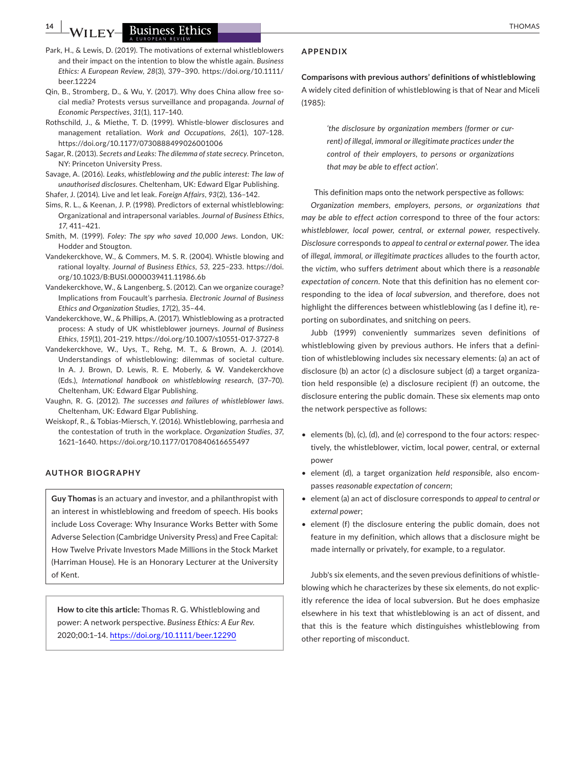Park, H., & Lewis, D. (2019). The motivations of external whistleblowers and their impact on the intention to blow the whistle again. *Business Ethics: A European Review*, *28*(3), 379–390. https://doi.org/10.1111/beer.12224

Qin, B., Stromberg, D., & Wu, Y. (2017). Why does China allow free social media? Protests versus surveillance and propaganda. *Journal of Economic Perspectives*, *31*(1), 117–140.

Rothschild, J., & Miethe, T. D. (1999). Whistle-blower disclosures and management retaliation. *Work and Occupations*, *26*(1), 107–128. https://doi.org/10.1177/0730888499026001006

Sagar, R. (2013). *Secrets and Leaks: The dilemma of state secrecy*. Princeton, NY: Princeton University Press.

Savage, A. (2016). *Leaks, whistleblowing and the public interest: The law of unauthorised disclosures*. Cheltenham, UK: Edward Elgar Publishing.

Shafer, J. (2014). Live and let leak. *Foreign Affairs*, *93*(2), 136–142.

Sims, R. L., & Keenan, J. P. (1998). Predictors of external whistleblowing: Organizational and intrapersonal variables. *Journal of Business Ethics*, *17*, 411–421.

Smith, M. (1999). *Foley: The spy who saved 10,000 Jews*. London, UK: Hodder and Stougton.

Vandekerckhove, W., & Commers, M. S. R. (2004). Whistle blowing and rational loyalty. *Journal of Business Ethics*, *53*, 225–233. https://doi.org/10.1023/B:BUSI.0000039411.11986.6b

Vandekerckhove, W., & Langenberg, S. (2012). Can we organize courage? Implications from Foucault's parrhesia. *Electronic Journal of Business Ethics and Organization Studies*, *17*(2), 35–44.

Vandekerckhove, W., & Phillips, A. (2017). Whistleblowing as a protracted process: A study of UK whistleblower journeys. *Journal of Business Ethics*, *159*(1), 201–219. https://doi.org/10.1007/s10551-017-3727-8

Vandekerckhove, W., Uys, T., Rehg, M. T., & Brown, A. J. (2014). Understandings of whistleblowing: dilemmas of societal culture. In A. J. Brown, D. Lewis, R. E. Moberly, & W. Vandekerckhove (Eds.), *International handbook on whistleblowing research*, (37–70). Cheltenham, UK: Edward Elgar Publishing.

Vaughn, R. G. (2012). *The successes and failures of whistleblower laws*. Cheltenham, UK: Edward Elgar Publishing.

Weiskopf, R., & Tobias-Miersch, Y. (2016). Whistleblowing, parrhesia and the contestation of truth in the workplace. *Organization Studies*, *37*, 1621–1640. https://doi.org/10.1177/0170840616655497

## AUTHOR BIOGRAPHY

**Guy Thomas** is an actuary and investor, and a philanthropist with an interest in whistleblowing and freedom of speech. His books include Loss Coverage: Why Insurance Works Better with Some Adverse Selection (Cambridge University Press) and Free Capital: How Twelve Private Investors Made Millions in the Stock Market (Harriman House). He is an Honorary Lecturer at the University of Kent.

**How to cite this article:** Thomas R. G. Whistleblowing and power: A network perspective. *Business Ethics: A Eur Rev.* 2020;00:1–14. https://doi.org/10.1111/beer.12290

## APPENDIX

### Comparisons with previous authors' definitions of whistleblowing

A widely cited definition of whistleblowing is that of Near and Miceli (1985):

> *'the disclosure by organization members (former or current) of illegal, immoral or illegitimate practices under the control of their employers, to persons or organizations that may be able to effect action'.*

This definition maps onto the network perspective as follows:

*Organization members, employers, persons, or organizations that may be able to effect action* correspond to three of the four actors: *whistleblower, local power, central, or external power*, respectively. *Disclosure* corresponds to *appeal to central or external power*. The idea of *illegal, immoral, or illegitimate practices* alludes to the fourth actor, the *victim*, who suffers *detriment* about which there is a *reasonable expectation of concern*. Note that this definition has no element corresponding to the idea of *local subversion*, and therefore, does not highlight the differences between whistleblowing (as I define it), reporting on subordinates, and snitching on peers.

Jubb (1999) conveniently summarizes seven definitions of whistleblowing given by previous authors. He infers that a definition of whistleblowing includes six necessary elements: (a) an act of disclosure (b) an actor (c) a disclosure subject (d) a target organization held responsible (e) a disclosure recipient (f) an outcome, the disclosure entering the public domain. These six elements map onto the network perspective as follows:

- elements (b), (c), (d), and (e) correspond to the four actors: respectively, the whistleblower, victim, local power, central, or external power
- element (d), a target organization *held responsible*, also encompasses *reasonable expectation of concern*;
- element (a) an act of disclosure corresponds to *appeal to central or external power*;
- element (f) the disclosure entering the public domain, does not feature in my definition, which allows that a disclosure might be made internally or privately, for example, to a regulator.

Jubb's six elements, and the seven previous definitions of whistleblowing which he characterizes by these six elements, do not explicitly reference the idea of local subversion. But he does emphasize elsewhere in his text that whistleblowing is an act of dissent, and that this is the feature which distinguishes whistleblowing from other reporting of misconduct.